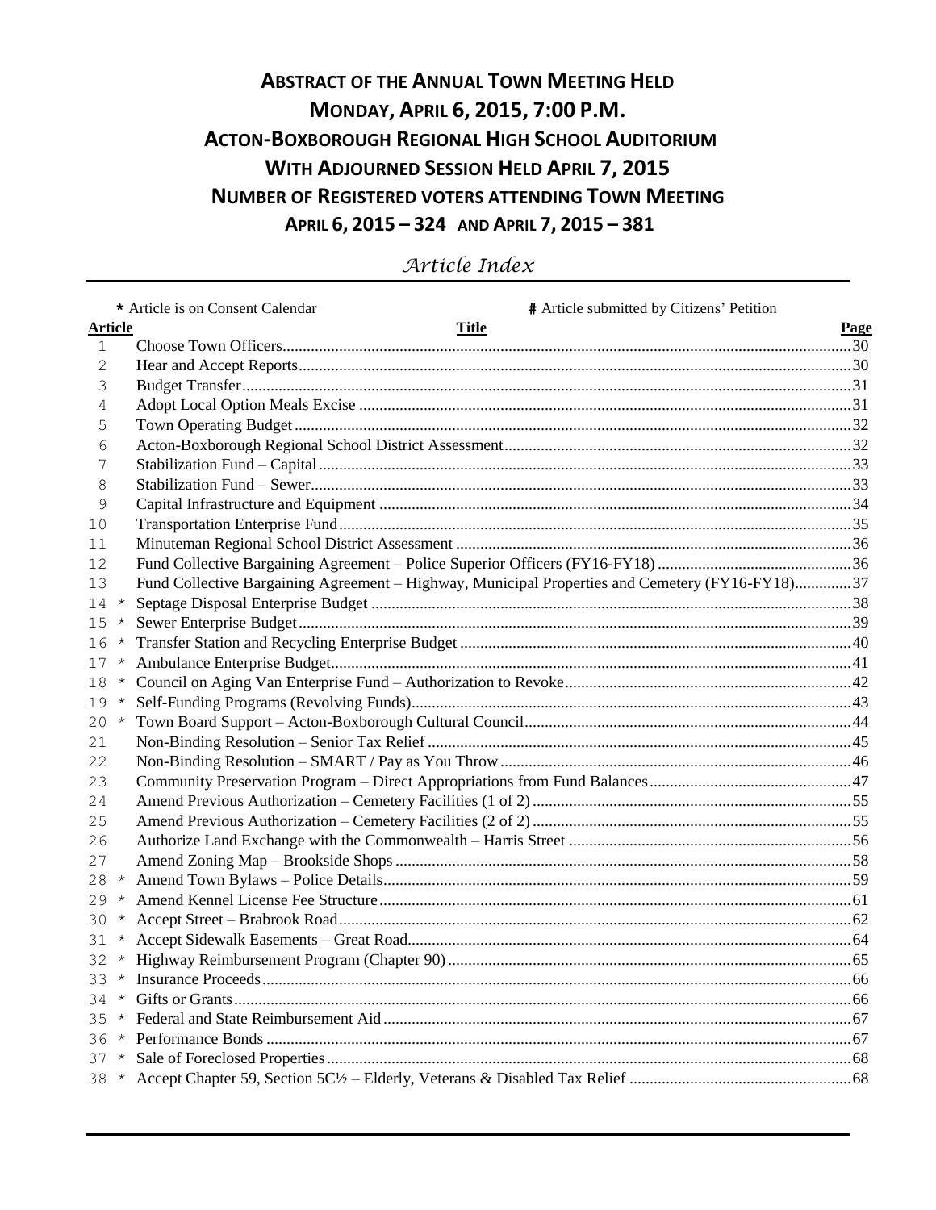# ABSTRACT OF THE ANNUAL TOWN MEETING HELD
# MONDAY, APRIL 6, 2015, 7:00 P.M.
# ACTON-BOXBOROUGH REGIONAL HIGH SCHOOL AUDITORIUM
# WITH ADJOURNED SESSION HELD APRIL 7, 2015
# NUMBER OF REGISTERED VOTERS ATTENDING TOWN MEETING
# APRIL 6, 2015 – 324 AND APRIL 7, 2015 – 381

## *Article Index*

\* Article is on Consent Calendar &nbsp;&nbsp;&nbsp;&nbsp; # Article submitted by Citizens' Petition

| Article | | Title | Page |
|---|---|---|---|
| 1 | | Choose Town Officers | 30 |
| 2 | | Hear and Accept Reports | 30 |
| 3 | | Budget Transfer | 31 |
| 4 | | Adopt Local Option Meals Excise | 31 |
| 5 | | Town Operating Budget | 32 |
| 6 | | Acton-Boxborough Regional School District Assessment | 32 |
| 7 | | Stabilization Fund – Capital | 33 |
| 8 | | Stabilization Fund – Sewer | 33 |
| 9 | | Capital Infrastructure and Equipment | 34 |
| 10 | | Transportation Enterprise Fund | 35 |
| 11 | | Minuteman Regional School District Assessment | 36 |
| 12 | | Fund Collective Bargaining Agreement – Police Superior Officers (FY16-FY18) | 36 |
| 13 | | Fund Collective Bargaining Agreement – Highway, Municipal Properties and Cemetery (FY16-FY18) | 37 |
| 14 | * | Septage Disposal Enterprise Budget | 38 |
| 15 | * | Sewer Enterprise Budget | 39 |
| 16 | * | Transfer Station and Recycling Enterprise Budget | 40 |
| 17 | * | Ambulance Enterprise Budget | 41 |
| 18 | * | Council on Aging Van Enterprise Fund – Authorization to Revoke | 42 |
| 19 | * | Self-Funding Programs (Revolving Funds) | 43 |
| 20 | * | Town Board Support – Acton-Boxborough Cultural Council | 44 |
| 21 | | Non-Binding Resolution – Senior Tax Relief | 45 |
| 22 | | Non-Binding Resolution – SMART / Pay as You Throw | 46 |
| 23 | | Community Preservation Program – Direct Appropriations from Fund Balances | 47 |
| 24 | | Amend Previous Authorization – Cemetery Facilities (1 of 2) | 55 |
| 25 | | Amend Previous Authorization – Cemetery Facilities (2 of 2) | 55 |
| 26 | | Authorize Land Exchange with the Commonwealth – Harris Street | 56 |
| 27 | | Amend Zoning Map – Brookside Shops | 58 |
| 28 | * | Amend Town Bylaws – Police Details | 59 |
| 29 | * | Amend Kennel License Fee Structure | 61 |
| 30 | * | Accept Street – Brabrook Road | 62 |
| 31 | * | Accept Sidewalk Easements – Great Road | 64 |
| 32 | * | Highway Reimbursement Program (Chapter 90) | 65 |
| 33 | * | Insurance Proceeds | 66 |
| 34 | * | Gifts or Grants | 66 |
| 35 | * | Federal and State Reimbursement Aid | 67 |
| 36 | * | Performance Bonds | 67 |
| 37 | * | Sale of Foreclosed Properties | 68 |
| 38 | * | Accept Chapter 59, Section 5C½ – Elderly, Veterans & Disabled Tax Relief | 68 |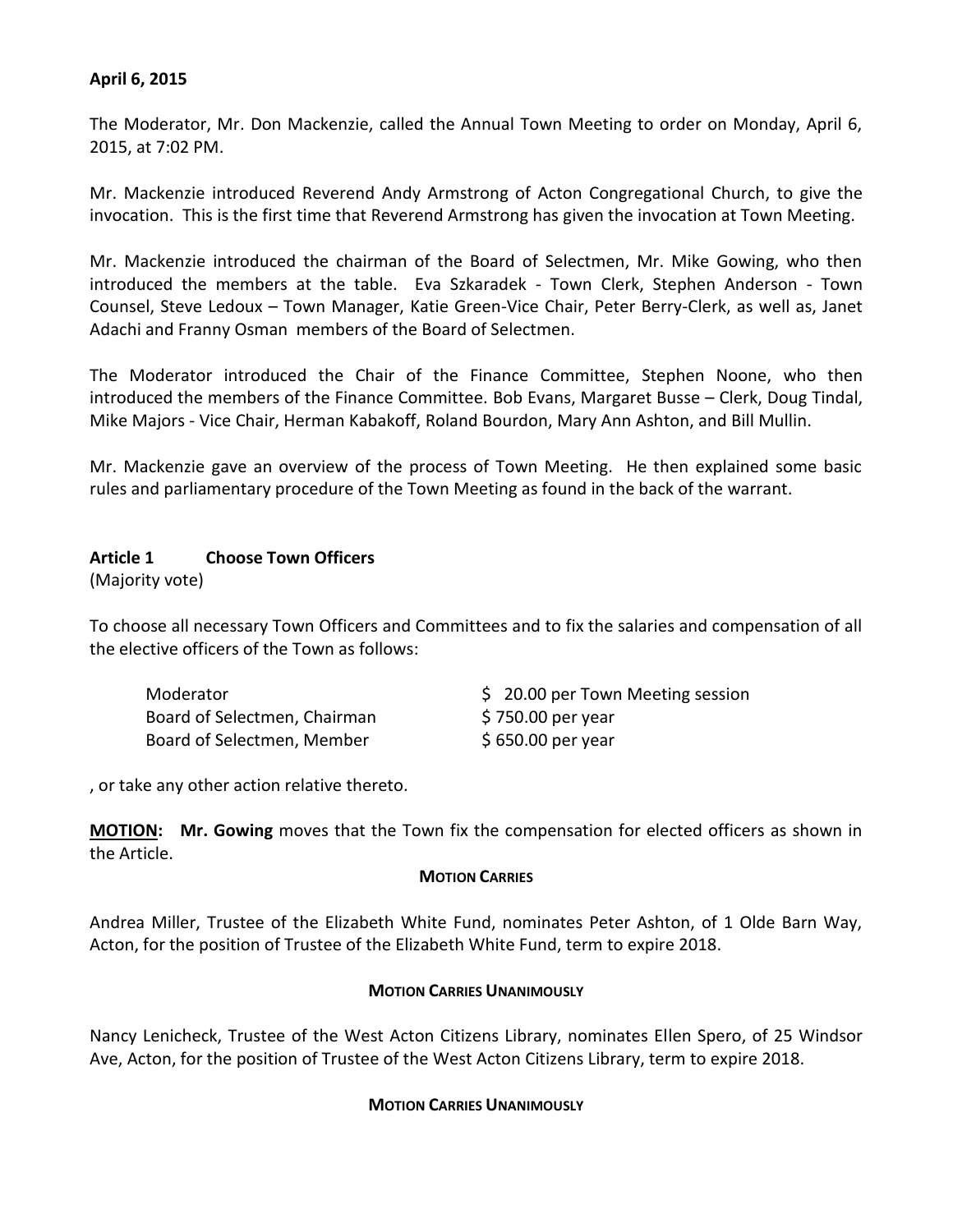**April 6, 2015**

The Moderator, Mr. Don Mackenzie, called the Annual Town Meeting to order on Monday, April 6, 2015, at 7:02 PM.

Mr. Mackenzie introduced Reverend Andy Armstrong of Acton Congregational Church, to give the invocation. This is the first time that Reverend Armstrong has given the invocation at Town Meeting.

Mr. Mackenzie introduced the chairman of the Board of Selectmen, Mr. Mike Gowing, who then introduced the members at the table. Eva Szkaradek - Town Clerk, Stephen Anderson - Town Counsel, Steve Ledoux – Town Manager, Katie Green-Vice Chair, Peter Berry-Clerk, as well as, Janet Adachi and Franny Osman members of the Board of Selectmen.

The Moderator introduced the Chair of the Finance Committee, Stephen Noone, who then introduced the members of the Finance Committee. Bob Evans, Margaret Busse – Clerk, Doug Tindal, Mike Majors - Vice Chair, Herman Kabakoff, Roland Bourdon, Mary Ann Ashton, and Bill Mullin.

Mr. Mackenzie gave an overview of the process of Town Meeting. He then explained some basic rules and parliamentary procedure of the Town Meeting as found in the back of the warrant.

**Article 1 Choose Town Officers**
(Majority vote)

To choose all necessary Town Officers and Committees and to fix the salaries and compensation of all the elective officers of the Town as follows:

| | |
|---|---|
| Moderator | $ 20.00 per Town Meeting session |
| Board of Selectmen, Chairman | $ 750.00 per year |
| Board of Selectmen, Member | $ 650.00 per year |

, or take any other action relative thereto.

**MOTION: Mr. Gowing** moves that the Town fix the compensation for elected officers as shown in the Article.

**MOTION CARRIES**

Andrea Miller, Trustee of the Elizabeth White Fund, nominates Peter Ashton, of 1 Olde Barn Way, Acton, for the position of Trustee of the Elizabeth White Fund, term to expire 2018.

**MOTION CARRIES UNANIMOUSLY**

Nancy Lenicheck, Trustee of the West Acton Citizens Library, nominates Ellen Spero, of 25 Windsor Ave, Acton, for the position of Trustee of the West Acton Citizens Library, term to expire 2018.

**MOTION CARRIES UNANIMOUSLY**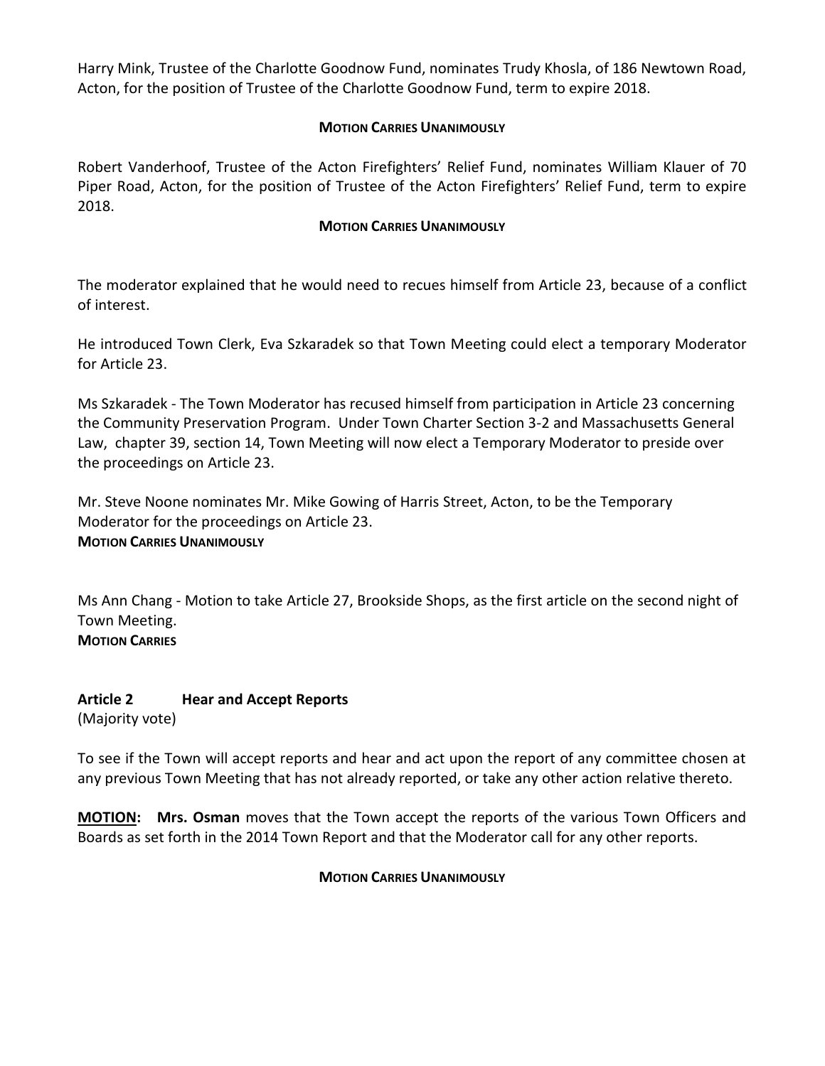Harry Mink, Trustee of the Charlotte Goodnow Fund, nominates Trudy Khosla, of 186 Newtown Road, Acton, for the position of Trustee of the Charlotte Goodnow Fund, term to expire 2018.

**MOTION CARRIES UNANIMOUSLY**

Robert Vanderhoof, Trustee of the Acton Firefighters' Relief Fund, nominates William Klauer of 70 Piper Road, Acton, for the position of Trustee of the Acton Firefighters' Relief Fund, term to expire 2018.

**MOTION CARRIES UNANIMOUSLY**

The moderator explained that he would need to recues himself from Article 23, because of a conflict of interest.

He introduced Town Clerk, Eva Szkaradek so that Town Meeting could elect a temporary Moderator for Article 23.

Ms Szkaradek - The Town Moderator has recused himself from participation in Article 23 concerning the Community Preservation Program. Under Town Charter Section 3-2 and Massachusetts General Law, chapter 39, section 14, Town Meeting will now elect a Temporary Moderator to preside over the proceedings on Article 23.

Mr. Steve Noone nominates Mr. Mike Gowing of Harris Street, Acton, to be the Temporary Moderator for the proceedings on Article 23.
**MOTION CARRIES UNANIMOUSLY**

Ms Ann Chang - Motion to take Article 27, Brookside Shops, as the first article on the second night of Town Meeting.
**MOTION CARRIES**

**Article 2 Hear and Accept Reports**
(Majority vote)

To see if the Town will accept reports and hear and act upon the report of any committee chosen at any previous Town Meeting that has not already reported, or take any other action relative thereto.

**MOTION: Mrs. Osman** moves that the Town accept the reports of the various Town Officers and Boards as set forth in the 2014 Town Report and that the Moderator call for any other reports.

**MOTION CARRIES UNANIMOUSLY**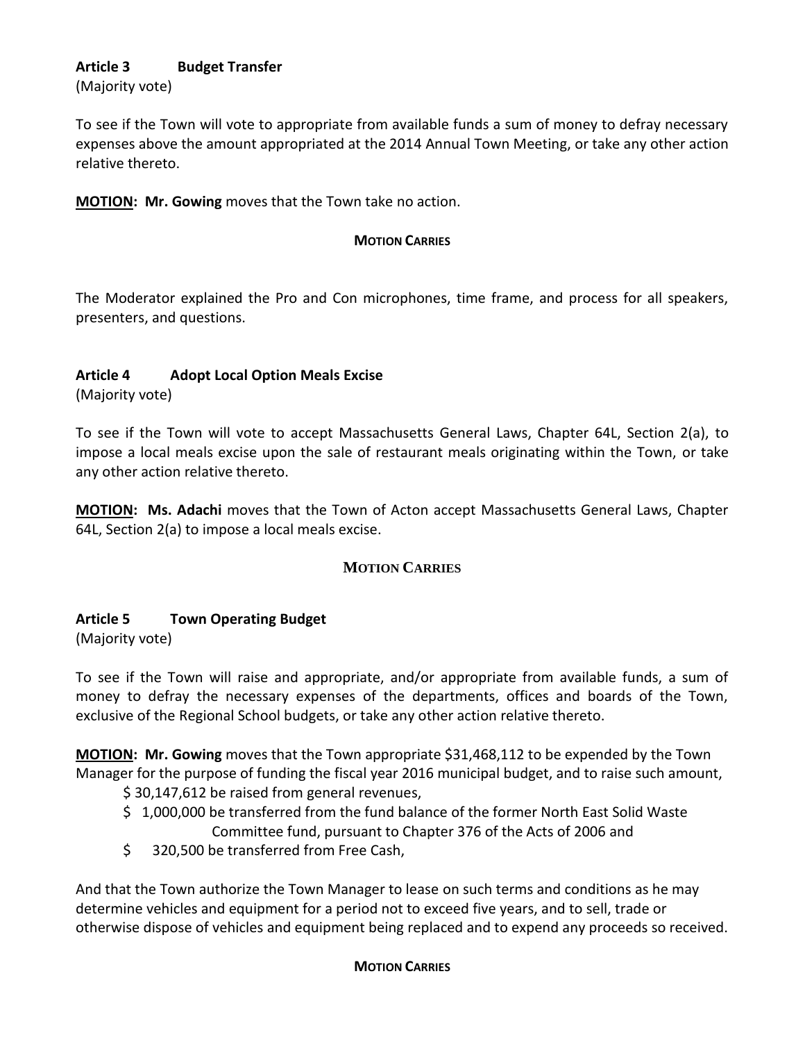**Article 3 Budget Transfer**

(Majority vote)

To see if the Town will vote to appropriate from available funds a sum of money to defray necessary expenses above the amount appropriated at the 2014 Annual Town Meeting, or take any other action relative thereto.

**MOTION: Mr. Gowing** moves that the Town take no action.

**MOTION CARRIES**

The Moderator explained the Pro and Con microphones, time frame, and process for all speakers, presenters, and questions.

**Article 4 Adopt Local Option Meals Excise**

(Majority vote)

To see if the Town will vote to accept Massachusetts General Laws, Chapter 64L, Section 2(a), to impose a local meals excise upon the sale of restaurant meals originating within the Town, or take any other action relative thereto.

**MOTION: Ms. Adachi** moves that the Town of Acton accept Massachusetts General Laws, Chapter 64L, Section 2(a) to impose a local meals excise.

**MOTION CARRIES**

**Article 5 Town Operating Budget**

(Majority vote)

To see if the Town will raise and appropriate, and/or appropriate from available funds, a sum of money to defray the necessary expenses of the departments, offices and boards of the Town, exclusive of the Regional School budgets, or take any other action relative thereto.

**MOTION: Mr. Gowing** moves that the Town appropriate $31,468,112 to be expended by the Town Manager for the purpose of funding the fiscal year 2016 municipal budget, and to raise such amount,

- $ 30,147,612 be raised from general revenues,
- $ 1,000,000 be transferred from the fund balance of the former North East Solid Waste Committee fund, pursuant to Chapter 376 of the Acts of 2006 and
- $ 320,500 be transferred from Free Cash,

And that the Town authorize the Town Manager to lease on such terms and conditions as he may determine vehicles and equipment for a period not to exceed five years, and to sell, trade or otherwise dispose of vehicles and equipment being replaced and to expend any proceeds so received.

**MOTION CARRIES**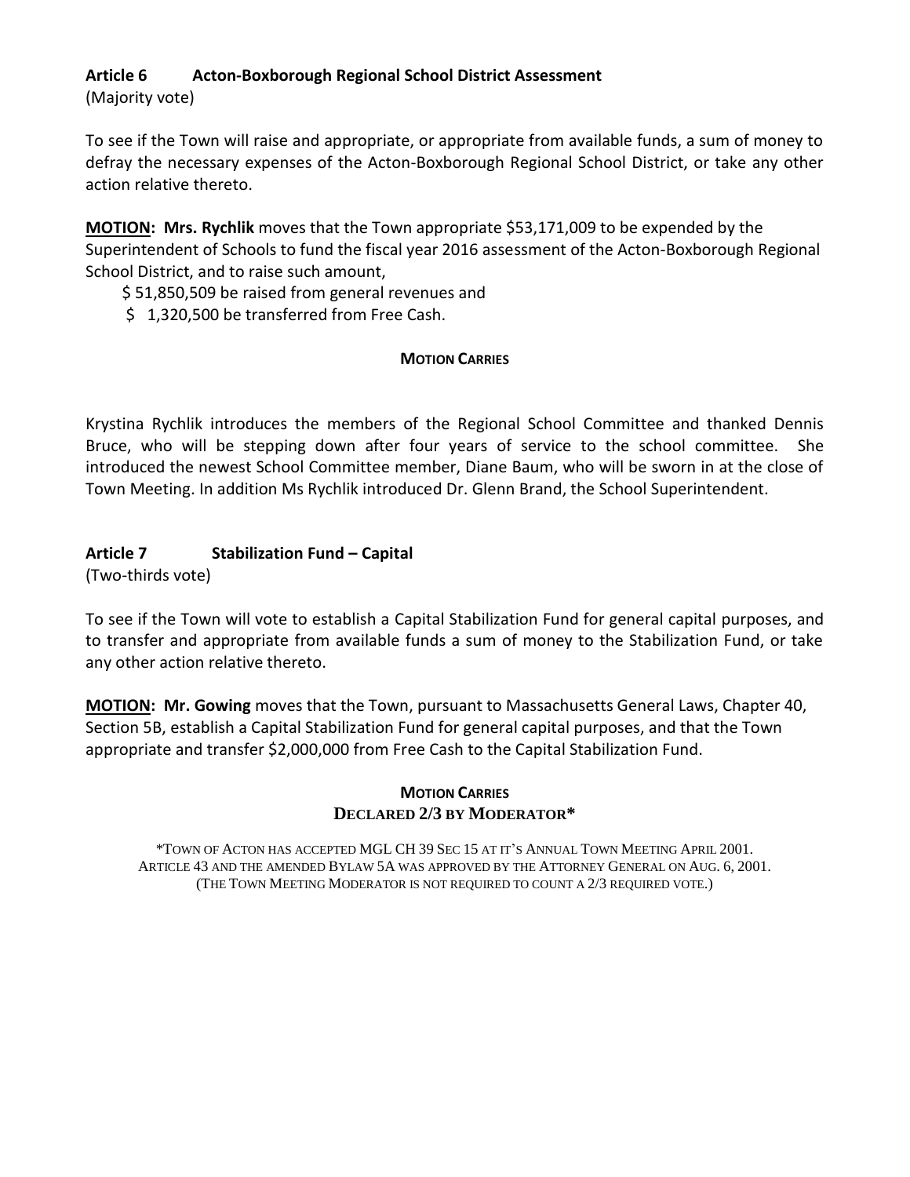**Article 6 Acton-Boxborough Regional School District Assessment**
(Majority vote)

To see if the Town will raise and appropriate, or appropriate from available funds, a sum of money to defray the necessary expenses of the Acton-Boxborough Regional School District, or take any other action relative thereto.

**MOTION: Mrs. Rychlik** moves that the Town appropriate $53,171,009 to be expended by the Superintendent of Schools to fund the fiscal year 2016 assessment of the Acton-Boxborough Regional School District, and to raise such amount,

$ 51,850,509 be raised from general revenues and
$ 1,320,500 be transferred from Free Cash.

**MOTION CARRIES**

Krystina Rychlik introduces the members of the Regional School Committee and thanked Dennis Bruce, who will be stepping down after four years of service to the school committee. She introduced the newest School Committee member, Diane Baum, who will be sworn in at the close of Town Meeting. In addition Ms Rychlik introduced Dr. Glenn Brand, the School Superintendent.

**Article 7 Stabilization Fund – Capital**
(Two-thirds vote)

To see if the Town will vote to establish a Capital Stabilization Fund for general capital purposes, and to transfer and appropriate from available funds a sum of money to the Stabilization Fund, or take any other action relative thereto.

**MOTION: Mr. Gowing** moves that the Town, pursuant to Massachusetts General Laws, Chapter 40, Section 5B, establish a Capital Stabilization Fund for general capital purposes, and that the Town appropriate and transfer $2,000,000 from Free Cash to the Capital Stabilization Fund.

**MOTION CARRIES**
**DECLARED 2/3 BY MODERATOR***

*TOWN OF ACTON HAS ACCEPTED MGL CH 39 SEC 15 AT IT'S ANNUAL TOWN MEETING APRIL 2001. ARTICLE 43 AND THE AMENDED BYLAW 5A WAS APPROVED BY THE ATTORNEY GENERAL ON AUG. 6, 2001. (THE TOWN MEETING MODERATOR IS NOT REQUIRED TO COUNT A 2/3 REQUIRED VOTE.)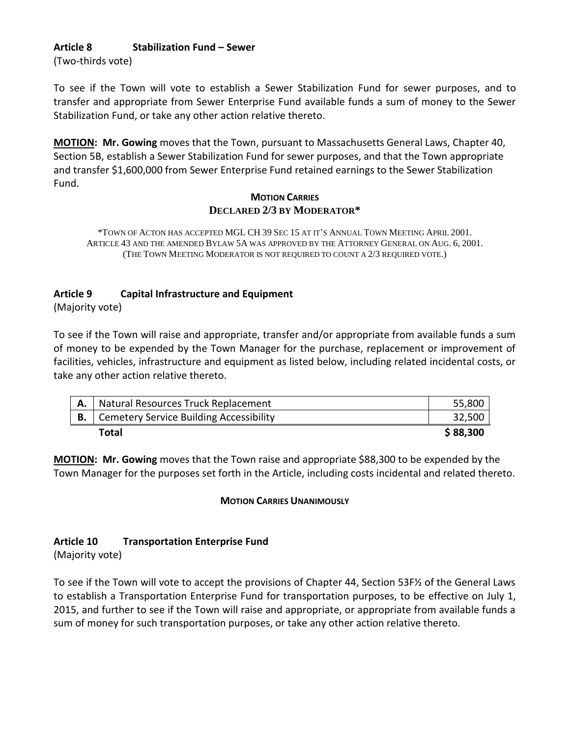**Article 8 Stabilization Fund – Sewer**

(Two-thirds vote)

To see if the Town will vote to establish a Sewer Stabilization Fund for sewer purposes, and to transfer and appropriate from Sewer Enterprise Fund available funds a sum of money to the Sewer Stabilization Fund, or take any other action relative thereto.

**MOTION: Mr. Gowing** moves that the Town, pursuant to Massachusetts General Laws, Chapter 40, Section 5B, establish a Sewer Stabilization Fund for sewer purposes, and that the Town appropriate and transfer $1,600,000 from Sewer Enterprise Fund retained earnings to the Sewer Stabilization Fund.

**MOTION CARRIES**

**DECLARED 2/3 BY MODERATOR***

*TOWN OF ACTON HAS ACCEPTED MGL CH 39 SEC 15 AT IT'S ANNUAL TOWN MEETING APRIL 2001. ARTICLE 43 AND THE AMENDED BYLAW 5A WAS APPROVED BY THE ATTORNEY GENERAL ON AUG. 6, 2001. (THE TOWN MEETING MODERATOR IS NOT REQUIRED TO COUNT A 2/3 REQUIRED VOTE.)

**Article 9 Capital Infrastructure and Equipment**

(Majority vote)

To see if the Town will raise and appropriate, transfer and/or appropriate from available funds a sum of money to be expended by the Town Manager for the purchase, replacement or improvement of facilities, vehicles, infrastructure and equipment as listed below, including related incidental costs, or take any other action relative thereto.

| | | |
|---|---|---|
| **A.** | Natural Resources Truck Replacement | 55,800 |
| **B.** | Cemetery Service Building Accessibility | 32,500 |
| | **Total** | **$ 88,300** |

**MOTION: Mr. Gowing** moves that the Town raise and appropriate $88,300 to be expended by the Town Manager for the purposes set forth in the Article, including costs incidental and related thereto.

**MOTION CARRIES UNANIMOUSLY**

**Article 10 Transportation Enterprise Fund**

(Majority vote)

To see if the Town will vote to accept the provisions of Chapter 44, Section 53F½ of the General Laws to establish a Transportation Enterprise Fund for transportation purposes, to be effective on July 1, 2015, and further to see if the Town will raise and appropriate, or appropriate from available funds a sum of money for such transportation purposes, or take any other action relative thereto.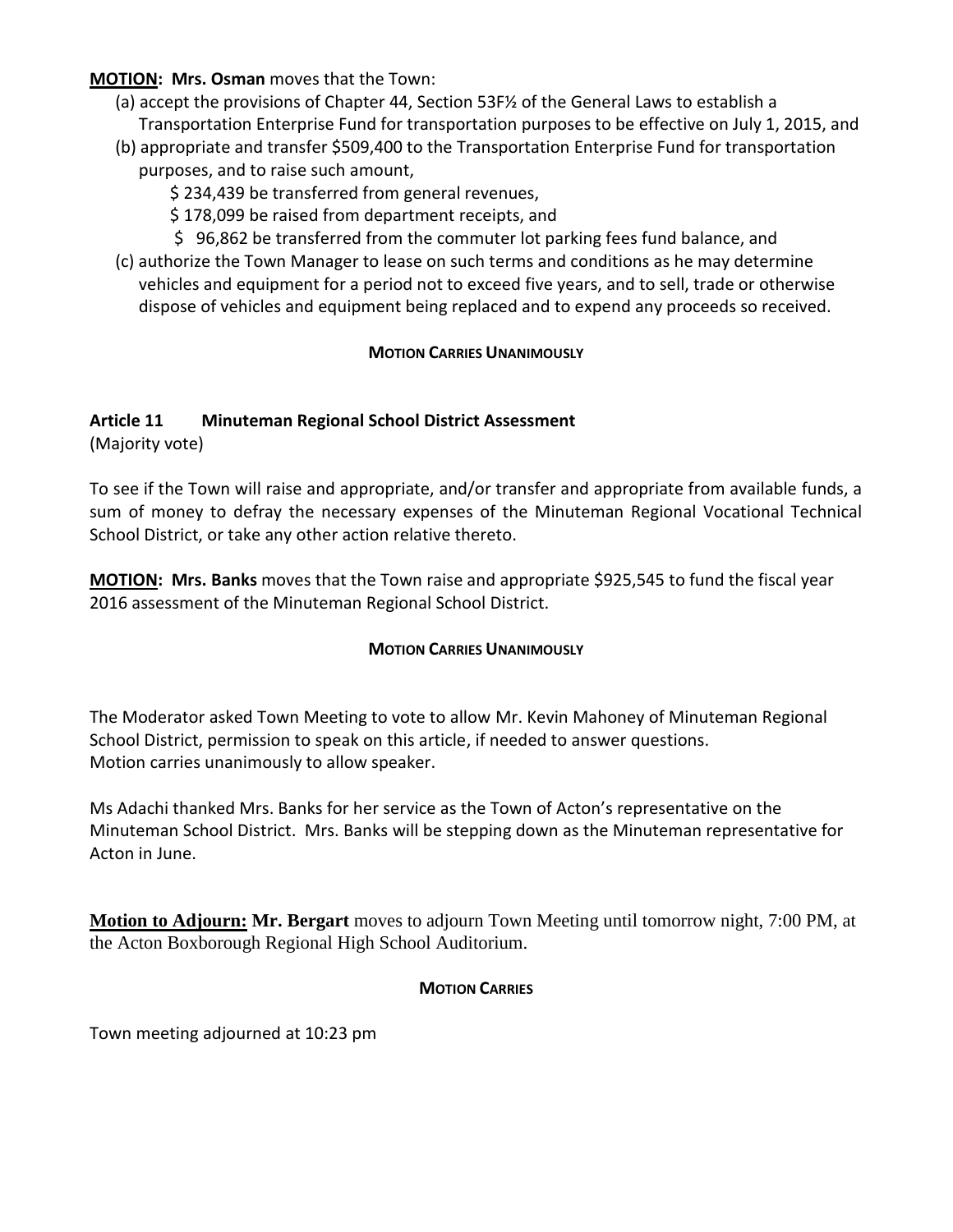**MOTION: Mrs. Osman** moves that the Town:

(a) accept the provisions of Chapter 44, Section 53F½ of the General Laws to establish a Transportation Enterprise Fund for transportation purposes to be effective on July 1, 2015, and

(b) appropriate and transfer $509,400 to the Transportation Enterprise Fund for transportation purposes, and to raise such amount,

$ 234,439 be transferred from general revenues,

$ 178,099 be raised from department receipts, and

$ 96,862 be transferred from the commuter lot parking fees fund balance, and

(c) authorize the Town Manager to lease on such terms and conditions as he may determine vehicles and equipment for a period not to exceed five years, and to sell, trade or otherwise dispose of vehicles and equipment being replaced and to expend any proceeds so received.

**MOTION CARRIES UNANIMOUSLY**

## Article 11 Minuteman Regional School District Assessment

(Majority vote)

To see if the Town will raise and appropriate, and/or transfer and appropriate from available funds, a sum of money to defray the necessary expenses of the Minuteman Regional Vocational Technical School District, or take any other action relative thereto.

**MOTION: Mrs. Banks** moves that the Town raise and appropriate $925,545 to fund the fiscal year 2016 assessment of the Minuteman Regional School District.

**MOTION CARRIES UNANIMOUSLY**

The Moderator asked Town Meeting to vote to allow Mr. Kevin Mahoney of Minuteman Regional School District, permission to speak on this article, if needed to answer questions.
Motion carries unanimously to allow speaker.

Ms Adachi thanked Mrs. Banks for her service as the Town of Acton's representative on the Minuteman School District. Mrs. Banks will be stepping down as the Minuteman representative for Acton in June.

**Motion to Adjourn: Mr. Bergart** moves to adjourn Town Meeting until tomorrow night, 7:00 PM, at the Acton Boxborough Regional High School Auditorium.

**MOTION CARRIES**

Town meeting adjourned at 10:23 pm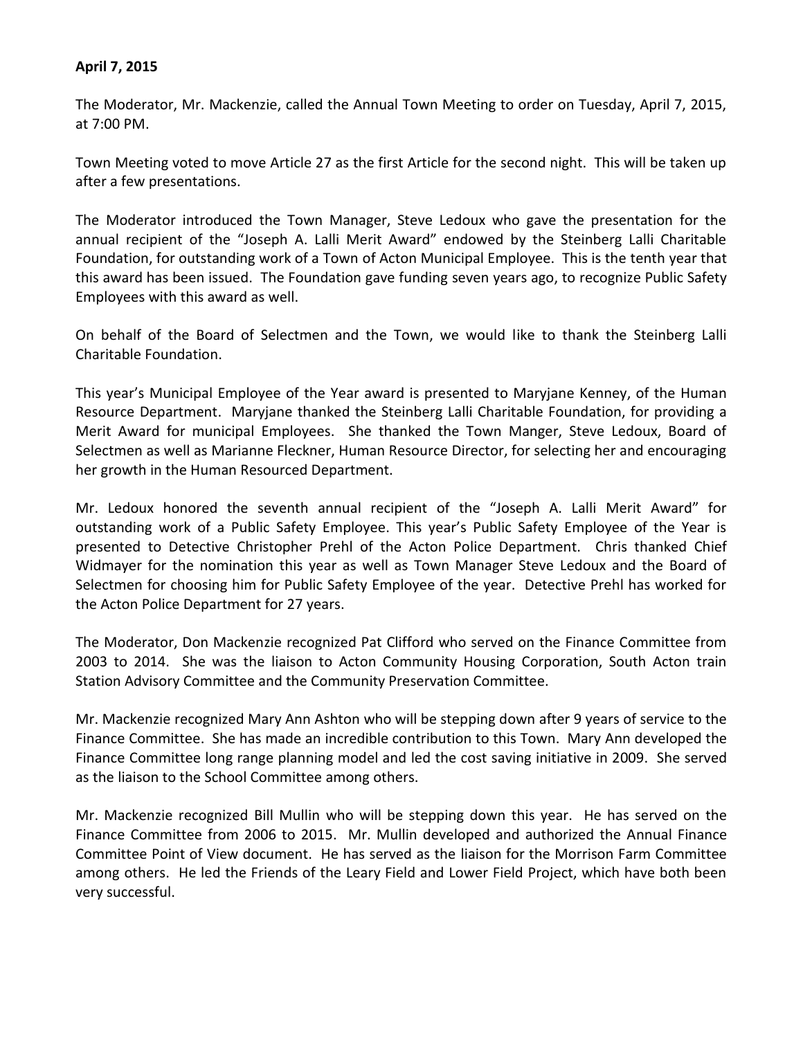**April 7, 2015**

The Moderator, Mr. Mackenzie, called the Annual Town Meeting to order on Tuesday, April 7, 2015, at 7:00 PM.

Town Meeting voted to move Article 27 as the first Article for the second night. This will be taken up after a few presentations.

The Moderator introduced the Town Manager, Steve Ledoux who gave the presentation for the annual recipient of the "Joseph A. Lalli Merit Award" endowed by the Steinberg Lalli Charitable Foundation, for outstanding work of a Town of Acton Municipal Employee. This is the tenth year that this award has been issued. The Foundation gave funding seven years ago, to recognize Public Safety Employees with this award as well.

On behalf of the Board of Selectmen and the Town, we would like to thank the Steinberg Lalli Charitable Foundation.

This year's Municipal Employee of the Year award is presented to Maryjane Kenney, of the Human Resource Department. Maryjane thanked the Steinberg Lalli Charitable Foundation, for providing a Merit Award for municipal Employees. She thanked the Town Manger, Steve Ledoux, Board of Selectmen as well as Marianne Fleckner, Human Resource Director, for selecting her and encouraging her growth in the Human Resourced Department.

Mr. Ledoux honored the seventh annual recipient of the "Joseph A. Lalli Merit Award" for outstanding work of a Public Safety Employee. This year's Public Safety Employee of the Year is presented to Detective Christopher Prehl of the Acton Police Department. Chris thanked Chief Widmayer for the nomination this year as well as Town Manager Steve Ledoux and the Board of Selectmen for choosing him for Public Safety Employee of the year. Detective Prehl has worked for the Acton Police Department for 27 years.

The Moderator, Don Mackenzie recognized Pat Clifford who served on the Finance Committee from 2003 to 2014. She was the liaison to Acton Community Housing Corporation, South Acton train Station Advisory Committee and the Community Preservation Committee.

Mr. Mackenzie recognized Mary Ann Ashton who will be stepping down after 9 years of service to the Finance Committee. She has made an incredible contribution to this Town. Mary Ann developed the Finance Committee long range planning model and led the cost saving initiative in 2009. She served as the liaison to the School Committee among others.

Mr. Mackenzie recognized Bill Mullin who will be stepping down this year. He has served on the Finance Committee from 2006 to 2015. Mr. Mullin developed and authorized the Annual Finance Committee Point of View document. He has served as the liaison for the Morrison Farm Committee among others. He led the Friends of the Leary Field and Lower Field Project, which have both been very successful.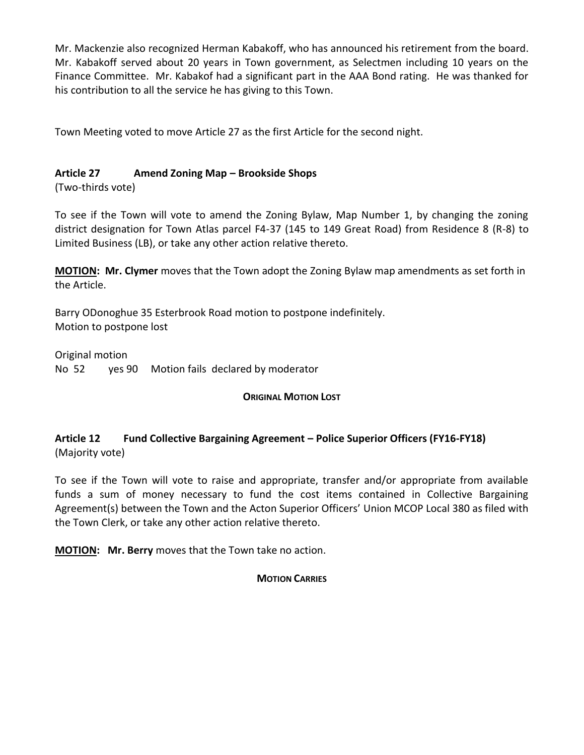Mr. Mackenzie also recognized Herman Kabakoff, who has announced his retirement from the board. Mr. Kabakoff served about 20 years in Town government, as Selectmen including 10 years on the Finance Committee. Mr. Kabakof had a significant part in the AAA Bond rating. He was thanked for his contribution to all the service he has giving to this Town.

Town Meeting voted to move Article 27 as the first Article for the second night.

### Article 27 Amend Zoning Map – Brookside Shops

(Two-thirds vote)

To see if the Town will vote to amend the Zoning Bylaw, Map Number 1, by changing the zoning district designation for Town Atlas parcel F4-37 (145 to 149 Great Road) from Residence 8 (R-8) to Limited Business (LB), or take any other action relative thereto.

**MOTION: Mr. Clymer** moves that the Town adopt the Zoning Bylaw map amendments as set forth in the Article.

Barry ODonoghue 35 Esterbrook Road motion to postpone indefinitely.
Motion to postpone lost

Original motion
No 52 yes 90 Motion fails declared by moderator

**ORIGINAL MOTION LOST**

### Article 12 Fund Collective Bargaining Agreement – Police Superior Officers (FY16-FY18)

(Majority vote)

To see if the Town will vote to raise and appropriate, transfer and/or appropriate from available funds a sum of money necessary to fund the cost items contained in Collective Bargaining Agreement(s) between the Town and the Acton Superior Officers' Union MCOP Local 380 as filed with the Town Clerk, or take any other action relative thereto.

**MOTION: Mr. Berry** moves that the Town take no action.

**MOTION CARRIES**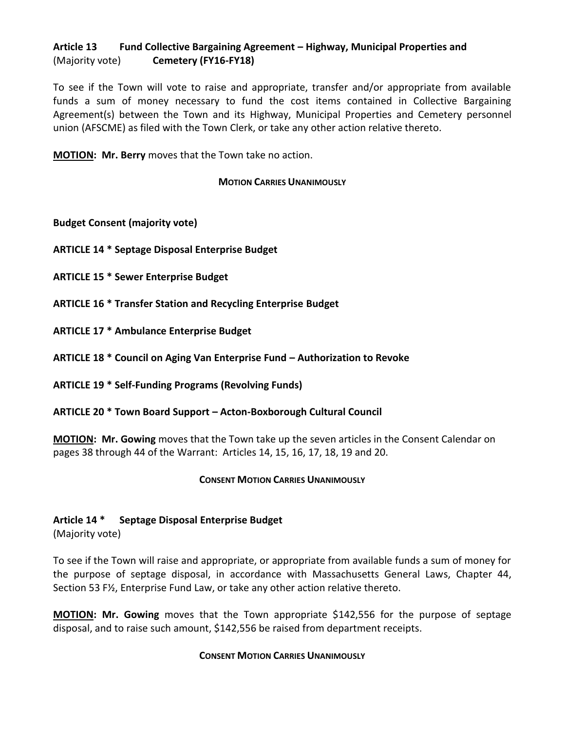**Article 13 Fund Collective Bargaining Agreement – Highway, Municipal Properties and**
(Majority vote) **Cemetery (FY16-FY18)**

To see if the Town will vote to raise and appropriate, transfer and/or appropriate from available funds a sum of money necessary to fund the cost items contained in Collective Bargaining Agreement(s) between the Town and its Highway, Municipal Properties and Cemetery personnel union (AFSCME) as filed with the Town Clerk, or take any other action relative thereto.

**MOTION: Mr. Berry** moves that the Town take no action.

**MOTION CARRIES UNANIMOUSLY**

**Budget Consent (majority vote)**

**ARTICLE 14 * Septage Disposal Enterprise Budget**

**ARTICLE 15 * Sewer Enterprise Budget**

**ARTICLE 16 * Transfer Station and Recycling Enterprise Budget**

**ARTICLE 17 * Ambulance Enterprise Budget**

**ARTICLE 18 * Council on Aging Van Enterprise Fund – Authorization to Revoke**

**ARTICLE 19 * Self-Funding Programs (Revolving Funds)**

**ARTICLE 20 * Town Board Support – Acton-Boxborough Cultural Council**

**MOTION: Mr. Gowing** moves that the Town take up the seven articles in the Consent Calendar on pages 38 through 44 of the Warrant: Articles 14, 15, 16, 17, 18, 19 and 20.

**CONSENT MOTION CARRIES UNANIMOUSLY**

**Article 14 * Septage Disposal Enterprise Budget**
(Majority vote)

To see if the Town will raise and appropriate, or appropriate from available funds a sum of money for the purpose of septage disposal, in accordance with Massachusetts General Laws, Chapter 44, Section 53 F½, Enterprise Fund Law, or take any other action relative thereto.

**MOTION: Mr. Gowing** moves that the Town appropriate $142,556 for the purpose of septage disposal, and to raise such amount, $142,556 be raised from department receipts.

**CONSENT MOTION CARRIES UNANIMOUSLY**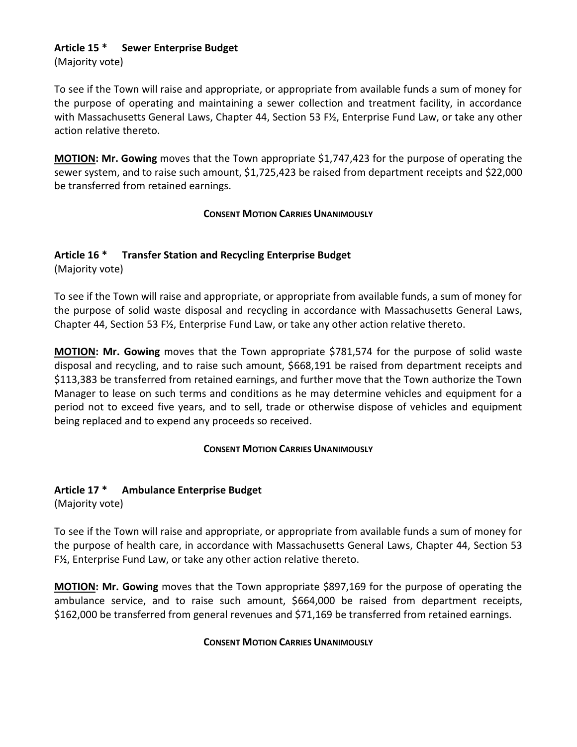**Article 15 * Sewer Enterprise Budget**
(Majority vote)

To see if the Town will raise and appropriate, or appropriate from available funds a sum of money for the purpose of operating and maintaining a sewer collection and treatment facility, in accordance with Massachusetts General Laws, Chapter 44, Section 53 F½, Enterprise Fund Law, or take any other action relative thereto.

**MOTION: Mr. Gowing** moves that the Town appropriate $1,747,423 for the purpose of operating the sewer system, and to raise such amount, $1,725,423 be raised from department receipts and $22,000 be transferred from retained earnings.

**CONSENT MOTION CARRIES UNANIMOUSLY**

**Article 16 * Transfer Station and Recycling Enterprise Budget**
(Majority vote)

To see if the Town will raise and appropriate, or appropriate from available funds, a sum of money for the purpose of solid waste disposal and recycling in accordance with Massachusetts General Laws, Chapter 44, Section 53 F½, Enterprise Fund Law, or take any other action relative thereto.

**MOTION: Mr. Gowing** moves that the Town appropriate $781,574 for the purpose of solid waste disposal and recycling, and to raise such amount, $668,191 be raised from department receipts and $113,383 be transferred from retained earnings, and further move that the Town authorize the Town Manager to lease on such terms and conditions as he may determine vehicles and equipment for a period not to exceed five years, and to sell, trade or otherwise dispose of vehicles and equipment being replaced and to expend any proceeds so received.

**CONSENT MOTION CARRIES UNANIMOUSLY**

**Article 17 * Ambulance Enterprise Budget**
(Majority vote)

To see if the Town will raise and appropriate, or appropriate from available funds a sum of money for the purpose of health care, in accordance with Massachusetts General Laws, Chapter 44, Section 53 F½, Enterprise Fund Law, or take any other action relative thereto.

**MOTION: Mr. Gowing** moves that the Town appropriate $897,169 for the purpose of operating the ambulance service, and to raise such amount, $664,000 be raised from department receipts, $162,000 be transferred from general revenues and $71,169 be transferred from retained earnings.

**CONSENT MOTION CARRIES UNANIMOUSLY**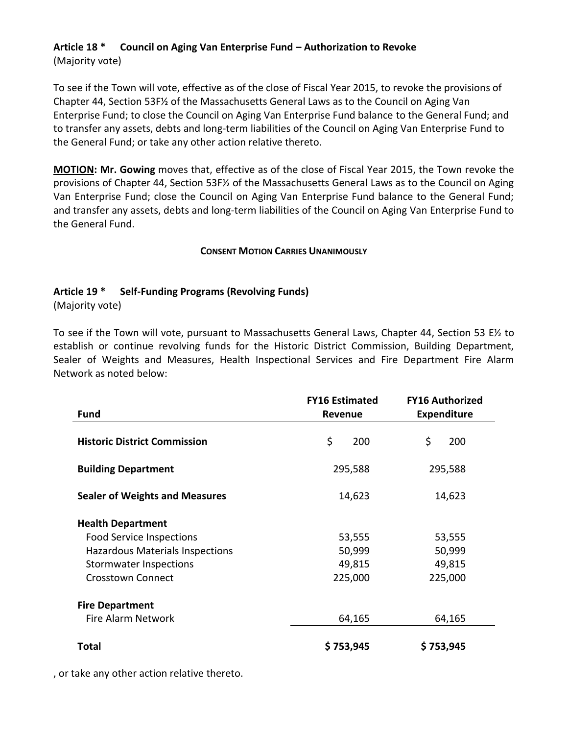**Article 18 * Council on Aging Van Enterprise Fund – Authorization to Revoke**
(Majority vote)

To see if the Town will vote, effective as of the close of Fiscal Year 2015, to revoke the provisions of Chapter 44, Section 53F½ of the Massachusetts General Laws as to the Council on Aging Van Enterprise Fund; to close the Council on Aging Van Enterprise Fund balance to the General Fund; and to transfer any assets, debts and long-term liabilities of the Council on Aging Van Enterprise Fund to the General Fund; or take any other action relative thereto.

**MOTION: Mr. Gowing** moves that, effective as of the close of Fiscal Year 2015, the Town revoke the provisions of Chapter 44, Section 53F½ of the Massachusetts General Laws as to the Council on Aging Van Enterprise Fund; close the Council on Aging Van Enterprise Fund balance to the General Fund; and transfer any assets, debts and long-term liabilities of the Council on Aging Van Enterprise Fund to the General Fund.

**CONSENT MOTION CARRIES UNANIMOUSLY**

**Article 19 * Self-Funding Programs (Revolving Funds)**
(Majority vote)

To see if the Town will vote, pursuant to Massachusetts General Laws, Chapter 44, Section 53 E½ to establish or continue revolving funds for the Historic District Commission, Building Department, Sealer of Weights and Measures, Health Inspectional Services and Fire Department Fire Alarm Network as noted below:

| Fund | FY16 Estimated Revenue | FY16 Authorized Expenditure |
|---|---|---|
| **Historic District Commission** | $ 200 | $ 200 |
| **Building Department** | 295,588 | 295,588 |
| **Sealer of Weights and Measures** | 14,623 | 14,623 |
| **Health Department** | | |
| Food Service Inspections | 53,555 | 53,555 |
| Hazardous Materials Inspections | 50,999 | 50,999 |
| Stormwater Inspections | 49,815 | 49,815 |
| Crosstown Connect | 225,000 | 225,000 |
| **Fire Department** | | |
| Fire Alarm Network | 64,165 | 64,165 |
| **Total** | **$ 753,945** | **$ 753,945** |

, or take any other action relative thereto.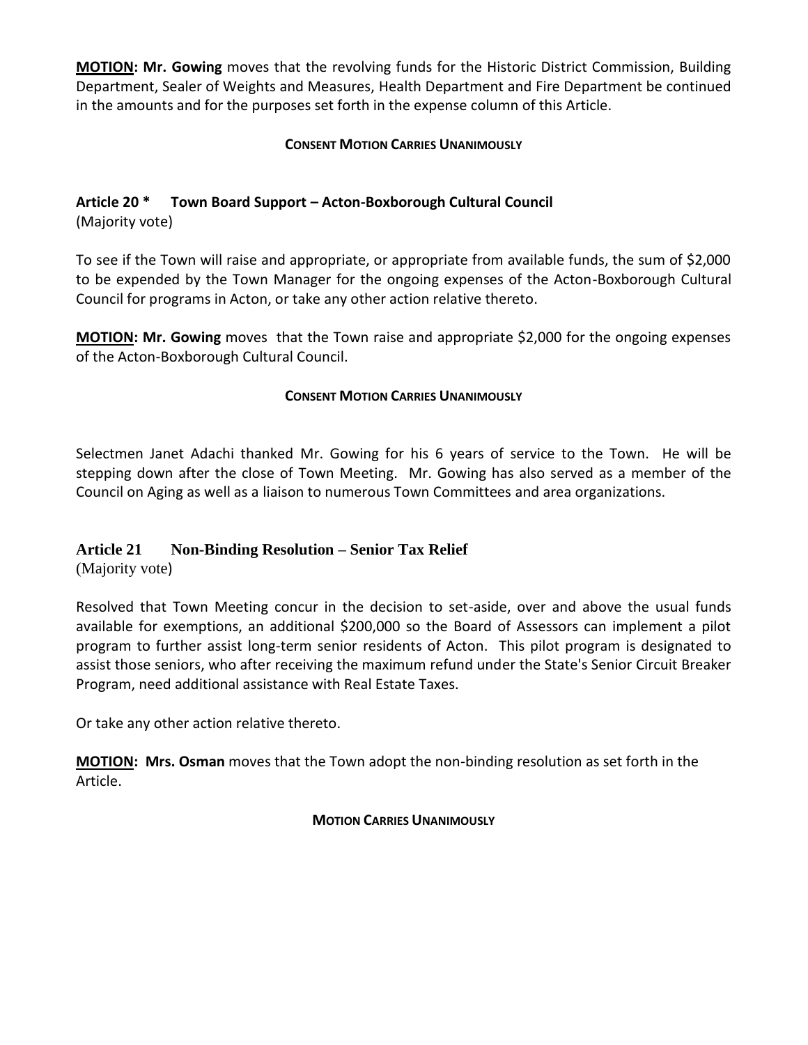**MOTION: Mr. Gowing** moves that the revolving funds for the Historic District Commission, Building Department, Sealer of Weights and Measures, Health Department and Fire Department be continued in the amounts and for the purposes set forth in the expense column of this Article.

**CONSENT MOTION CARRIES UNANIMOUSLY**

### Article 20 * Town Board Support – Acton-Boxborough Cultural Council

(Majority vote)

To see if the Town will raise and appropriate, or appropriate from available funds, the sum of $2,000 to be expended by the Town Manager for the ongoing expenses of the Acton-Boxborough Cultural Council for programs in Acton, or take any other action relative thereto.

**MOTION: Mr. Gowing** moves that the Town raise and appropriate $2,000 for the ongoing expenses of the Acton-Boxborough Cultural Council.

**CONSENT MOTION CARRIES UNANIMOUSLY**

Selectmen Janet Adachi thanked Mr. Gowing for his 6 years of service to the Town. He will be stepping down after the close of Town Meeting. Mr. Gowing has also served as a member of the Council on Aging as well as a liaison to numerous Town Committees and area organizations.

### Article 21 Non-Binding Resolution – Senior Tax Relief

(Majority vote)

Resolved that Town Meeting concur in the decision to set-aside, over and above the usual funds available for exemptions, an additional $200,000 so the Board of Assessors can implement a pilot program to further assist long-term senior residents of Acton. This pilot program is designated to assist those seniors, who after receiving the maximum refund under the State's Senior Circuit Breaker Program, need additional assistance with Real Estate Taxes.

Or take any other action relative thereto.

**MOTION: Mrs. Osman** moves that the Town adopt the non-binding resolution as set forth in the Article.

**MOTION CARRIES UNANIMOUSLY**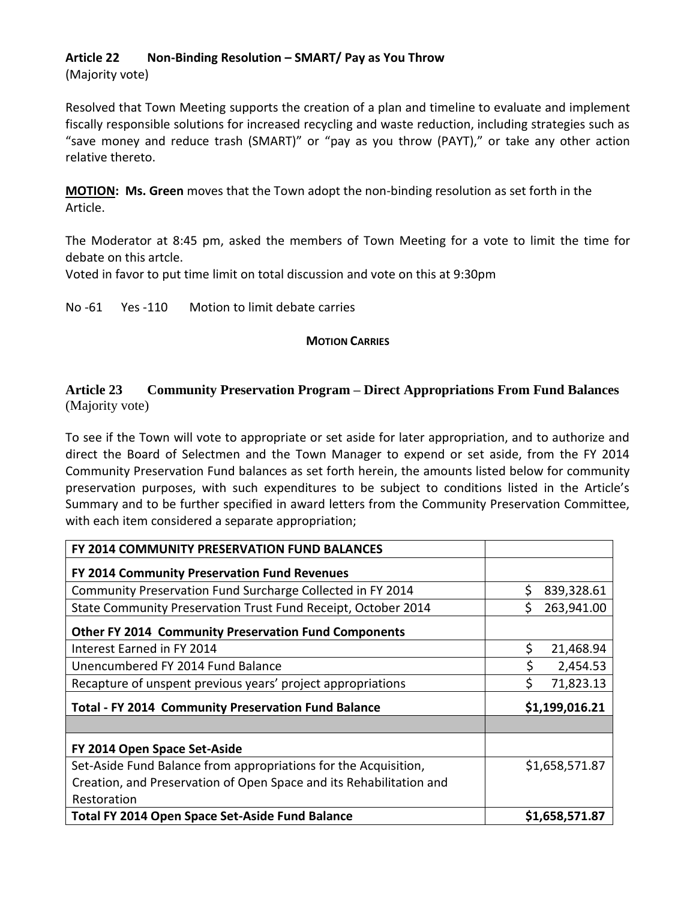**Article 22 Non-Binding Resolution – SMART/ Pay as You Throw**
(Majority vote)

Resolved that Town Meeting supports the creation of a plan and timeline to evaluate and implement fiscally responsible solutions for increased recycling and waste reduction, including strategies such as "save money and reduce trash (SMART)" or "pay as you throw (PAYT)," or take any other action relative thereto.

**MOTION: Ms. Green** moves that the Town adopt the non-binding resolution as set forth in the Article.

The Moderator at 8:45 pm, asked the members of Town Meeting for a vote to limit the time for debate on this artcle.
Voted in favor to put time limit on total discussion and vote on this at 9:30pm

No -61 Yes -110 Motion to limit debate carries

**MOTION CARRIES**

**Article 23 Community Preservation Program – Direct Appropriations From Fund Balances**
(Majority vote)

To see if the Town will vote to appropriate or set aside for later appropriation, and to authorize and direct the Board of Selectmen and the Town Manager to expend or set aside, from the FY 2014 Community Preservation Fund balances as set forth herein, the amounts listed below for community preservation purposes, with such expenditures to be subject to conditions listed in the Article's Summary and to be further specified in award letters from the Community Preservation Committee, with each item considered a separate appropriation;

| **FY 2014 COMMUNITY PRESERVATION FUND BALANCES** | |
|---|---|
| **FY 2014 Community Preservation Fund Revenues** | |
| Community Preservation Fund Surcharge Collected in FY 2014 | $ 839,328.61 |
| State Community Preservation Trust Fund Receipt, October 2014 | $ 263,941.00 |
| **Other FY 2014 Community Preservation Fund Components** | |
| Interest Earned in FY 2014 | $ 21,468.94 |
| Unencumbered FY 2014 Fund Balance | $ 2,454.53 |
| Recapture of unspent previous years' project appropriations | $ 71,823.13 |
| **Total - FY 2014 Community Preservation Fund Balance** | **$1,199,016.21** |
| | |
| **FY 2014 Open Space Set-Aside** | |
| Set-Aside Fund Balance from appropriations for the Acquisition, Creation, and Preservation of Open Space and its Rehabilitation and Restoration | $1,658,571.87 |
| **Total FY 2014 Open Space Set-Aside Fund Balance** | **$1,658,571.87** |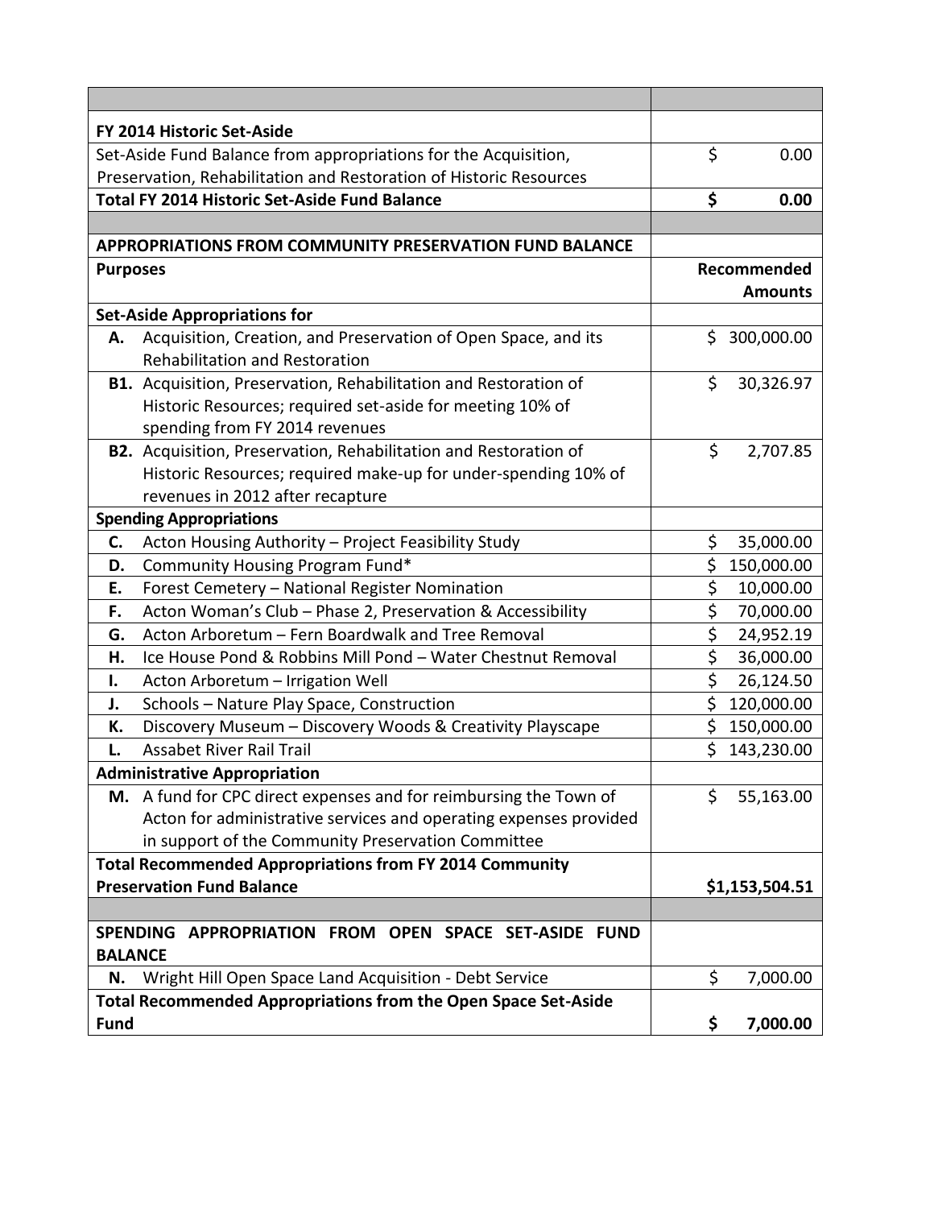| | |
|---|---|
| | |
| **FY 2014 Historic Set-Aside** | |
| Set-Aside Fund Balance from appropriations for the Acquisition, Preservation, Rehabilitation and Restoration of Historic Resources | $ 0.00 |
| **Total FY 2014 Historic Set-Aside Fund Balance** | **$ 0.00** |
| | |
| **APPROPRIATIONS FROM COMMUNITY PRESERVATION FUND BALANCE** | |
| **Purposes** | **Recommended Amounts** |
| **Set-Aside Appropriations for** | |
| **A.** Acquisition, Creation, and Preservation of Open Space, and its Rehabilitation and Restoration | $ 300,000.00 |
| **B1.** Acquisition, Preservation, Rehabilitation and Restoration of Historic Resources; required set-aside for meeting 10% of spending from FY 2014 revenues | $ 30,326.97 |
| **B2.** Acquisition, Preservation, Rehabilitation and Restoration of Historic Resources; required make-up for under-spending 10% of revenues in 2012 after recapture | $ 2,707.85 |
| **Spending Appropriations** | |
| **C.** Acton Housing Authority – Project Feasibility Study | $ 35,000.00 |
| **D.** Community Housing Program Fund* | $ 150,000.00 |
| **E.** Forest Cemetery – National Register Nomination | $ 10,000.00 |
| **F.** Acton Woman's Club – Phase 2, Preservation & Accessibility | $ 70,000.00 |
| **G.** Acton Arboretum – Fern Boardwalk and Tree Removal | $ 24,952.19 |
| **H.** Ice House Pond & Robbins Mill Pond – Water Chestnut Removal | $ 36,000.00 |
| **I.** Acton Arboretum – Irrigation Well | $ 26,124.50 |
| **J.** Schools – Nature Play Space, Construction | $ 120,000.00 |
| **K.** Discovery Museum – Discovery Woods & Creativity Playscape | $ 150,000.00 |
| **L.** Assabet River Rail Trail | $ 143,230.00 |
| **Administrative Appropriation** | |
| **M.** A fund for CPC direct expenses and for reimbursing the Town of Acton for administrative services and operating expenses provided in support of the Community Preservation Committee | $ 55,163.00 |
| **Total Recommended Appropriations from FY 2014 Community Preservation Fund Balance** | **$1,153,504.51** |
| | |
| **SPENDING APPROPRIATION FROM OPEN SPACE SET-ASIDE FUND BALANCE** | |
| **N.** Wright Hill Open Space Land Acquisition - Debt Service | $ 7,000.00 |
| **Total Recommended Appropriations from the Open Space Set-Aside Fund** | **$ 7,000.00** |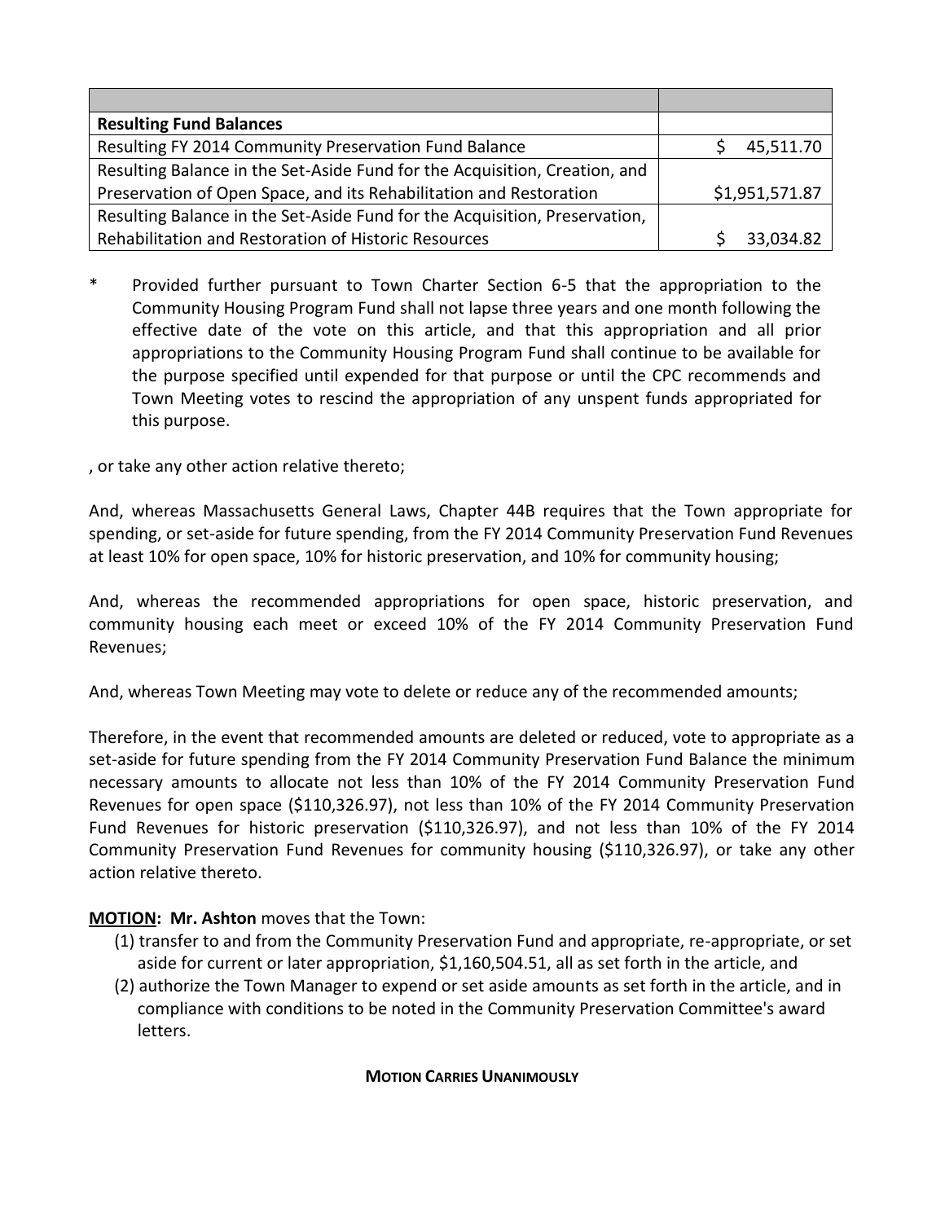| | |
|---|---|
| **Resulting Fund Balances** | |
| Resulting FY 2014 Community Preservation Fund Balance | $ 45,511.70 |
| Resulting Balance in the Set-Aside Fund for the Acquisition, Creation, and Preservation of Open Space, and its Rehabilitation and Restoration | $1,951,571.87 |
| Resulting Balance in the Set-Aside Fund for the Acquisition, Preservation, Rehabilitation and Restoration of Historic Resources | $ 33,034.82 |

\* Provided further pursuant to Town Charter Section 6-5 that the appropriation to the Community Housing Program Fund shall not lapse three years and one month following the effective date of the vote on this article, and that this appropriation and all prior appropriations to the Community Housing Program Fund shall continue to be available for the purpose specified until expended for that purpose or until the CPC recommends and Town Meeting votes to rescind the appropriation of any unspent funds appropriated for this purpose.

, or take any other action relative thereto;

And, whereas Massachusetts General Laws, Chapter 44B requires that the Town appropriate for spending, or set-aside for future spending, from the FY 2014 Community Preservation Fund Revenues at least 10% for open space, 10% for historic preservation, and 10% for community housing;

And, whereas the recommended appropriations for open space, historic preservation, and community housing each meet or exceed 10% of the FY 2014 Community Preservation Fund Revenues;

And, whereas Town Meeting may vote to delete or reduce any of the recommended amounts;

Therefore, in the event that recommended amounts are deleted or reduced, vote to appropriate as a set-aside for future spending from the FY 2014 Community Preservation Fund Balance the minimum necessary amounts to allocate not less than 10% of the FY 2014 Community Preservation Fund Revenues for open space ($110,326.97), not less than 10% of the FY 2014 Community Preservation Fund Revenues for historic preservation ($110,326.97), and not less than 10% of the FY 2014 Community Preservation Fund Revenues for community housing ($110,326.97), or take any other action relative thereto.

**MOTION: Mr. Ashton** moves that the Town:

(1) transfer to and from the Community Preservation Fund and appropriate, re-appropriate, or set aside for current or later appropriation, $1,160,504.51, all as set forth in the article, and
(2) authorize the Town Manager to expend or set aside amounts as set forth in the article, and in compliance with conditions to be noted in the Community Preservation Committee's award letters.

**MOTION CARRIES UNANIMOUSLY**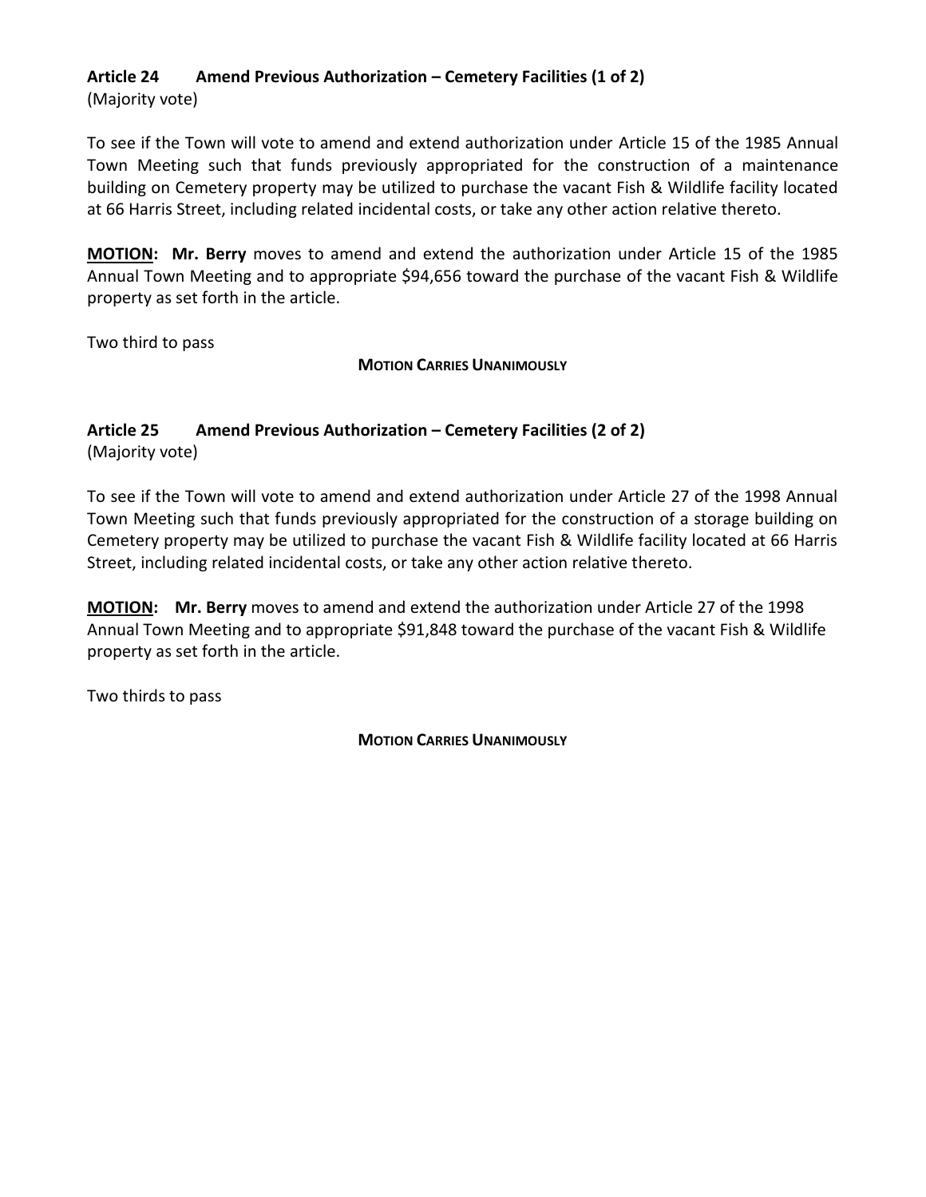### Article 24 Amend Previous Authorization – Cemetery Facilities (1 of 2)

(Majority vote)

To see if the Town will vote to amend and extend authorization under Article 15 of the 1985 Annual Town Meeting such that funds previously appropriated for the construction of a maintenance building on Cemetery property may be utilized to purchase the vacant Fish & Wildlife facility located at 66 Harris Street, including related incidental costs, or take any other action relative thereto.

**MOTION: Mr. Berry** moves to amend and extend the authorization under Article 15 of the 1985 Annual Town Meeting and to appropriate $94,656 toward the purchase of the vacant Fish & Wildlife property as set forth in the article.

Two third to pass

**MOTION CARRIES UNANIMOUSLY**

### Article 25 Amend Previous Authorization – Cemetery Facilities (2 of 2)

(Majority vote)

To see if the Town will vote to amend and extend authorization under Article 27 of the 1998 Annual Town Meeting such that funds previously appropriated for the construction of a storage building on Cemetery property may be utilized to purchase the vacant Fish & Wildlife facility located at 66 Harris Street, including related incidental costs, or take any other action relative thereto.

**MOTION: Mr. Berry** moves to amend and extend the authorization under Article 27 of the 1998 Annual Town Meeting and to appropriate $91,848 toward the purchase of the vacant Fish & Wildlife property as set forth in the article.

Two thirds to pass

**MOTION CARRIES UNANIMOUSLY**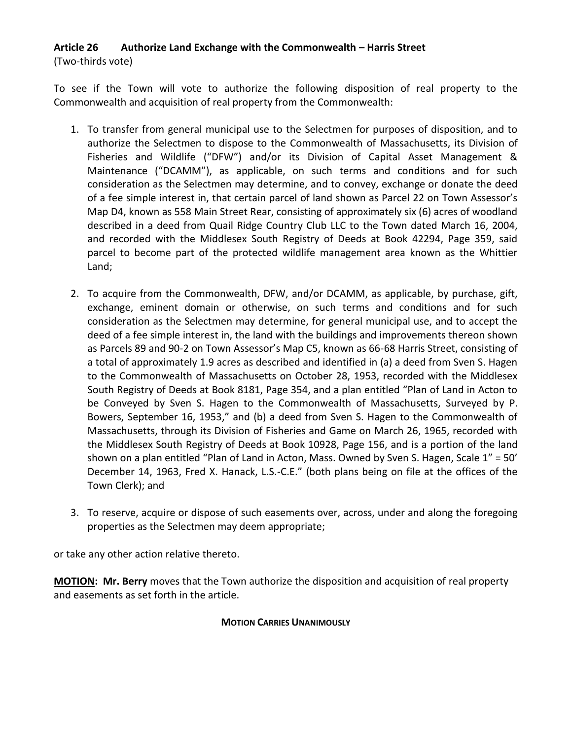## Article 26 Authorize Land Exchange with the Commonwealth – Harris Street

(Two-thirds vote)

To see if the Town will vote to authorize the following disposition of real property to the Commonwealth and acquisition of real property from the Commonwealth:

1. To transfer from general municipal use to the Selectmen for purposes of disposition, and to authorize the Selectmen to dispose to the Commonwealth of Massachusetts, its Division of Fisheries and Wildlife ("DFW") and/or its Division of Capital Asset Management & Maintenance ("DCAMM"), as applicable, on such terms and conditions and for such consideration as the Selectmen may determine, and to convey, exchange or donate the deed of a fee simple interest in, that certain parcel of land shown as Parcel 22 on Town Assessor's Map D4, known as 558 Main Street Rear, consisting of approximately six (6) acres of woodland described in a deed from Quail Ridge Country Club LLC to the Town dated March 16, 2004, and recorded with the Middlesex South Registry of Deeds at Book 42294, Page 359, said parcel to become part of the protected wildlife management area known as the Whittier Land;

2. To acquire from the Commonwealth, DFW, and/or DCAMM, as applicable, by purchase, gift, exchange, eminent domain or otherwise, on such terms and conditions and for such consideration as the Selectmen may determine, for general municipal use, and to accept the deed of a fee simple interest in, the land with the buildings and improvements thereon shown as Parcels 89 and 90-2 on Town Assessor's Map C5, known as 66-68 Harris Street, consisting of a total of approximately 1.9 acres as described and identified in (a) a deed from Sven S. Hagen to the Commonwealth of Massachusetts on October 28, 1953, recorded with the Middlesex South Registry of Deeds at Book 8181, Page 354, and a plan entitled "Plan of Land in Acton to be Conveyed by Sven S. Hagen to the Commonwealth of Massachusetts, Surveyed by P. Bowers, September 16, 1953," and (b) a deed from Sven S. Hagen to the Commonwealth of Massachusetts, through its Division of Fisheries and Game on March 26, 1965, recorded with the Middlesex South Registry of Deeds at Book 10928, Page 156, and is a portion of the land shown on a plan entitled "Plan of Land in Acton, Mass. Owned by Sven S. Hagen, Scale 1" = 50' December 14, 1963, Fred X. Hanack, L.S.-C.E." (both plans being on file at the offices of the Town Clerk); and

3. To reserve, acquire or dispose of such easements over, across, under and along the foregoing properties as the Selectmen may deem appropriate;

or take any other action relative thereto.

**MOTION: Mr. Berry** moves that the Town authorize the disposition and acquisition of real property and easements as set forth in the article.

**MOTION CARRIES UNANIMOUSLY**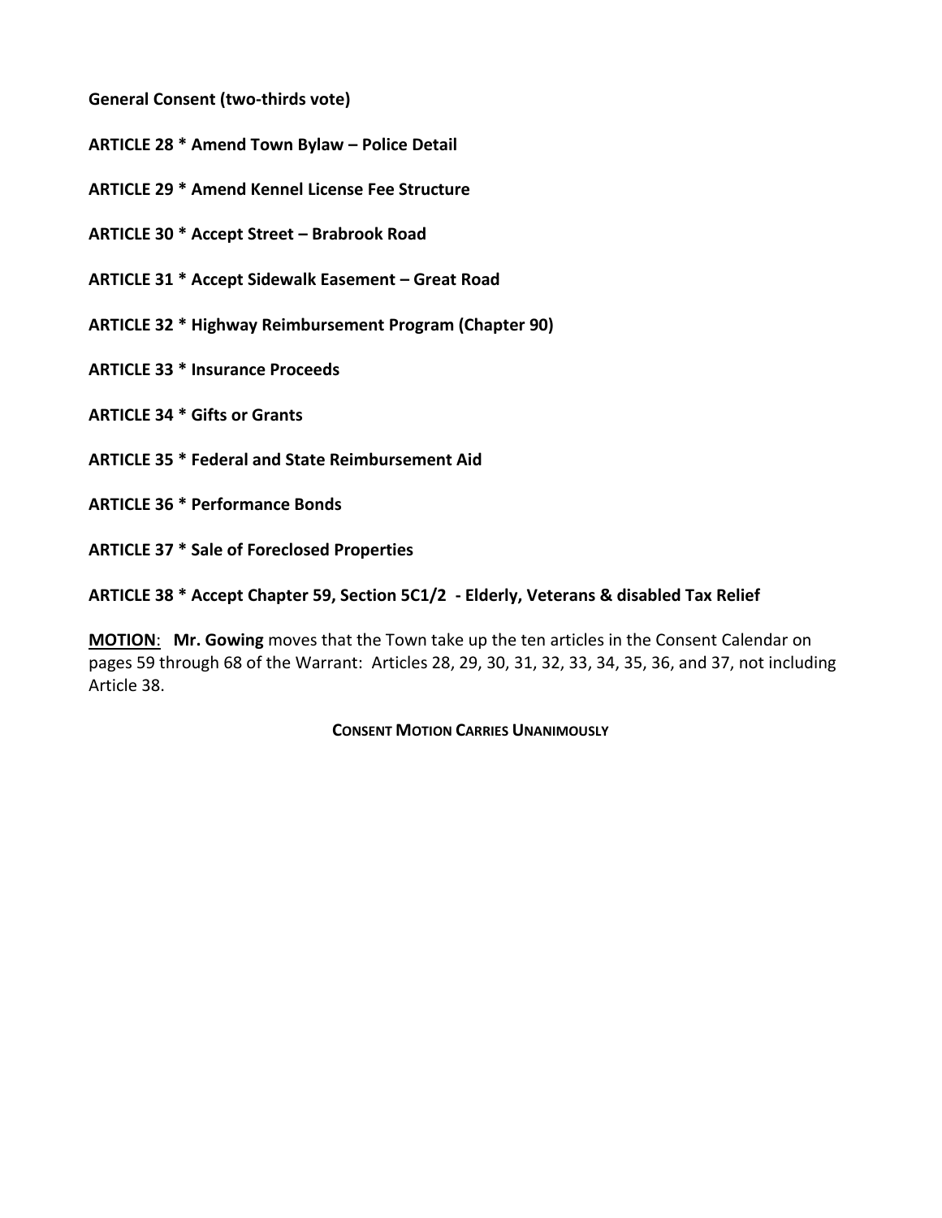**General Consent (two-thirds vote)**

**ARTICLE 28 * Amend Town Bylaw – Police Detail**

**ARTICLE 29 * Amend Kennel License Fee Structure**

**ARTICLE 30 * Accept Street – Brabrook Road**

**ARTICLE 31 * Accept Sidewalk Easement – Great Road**

**ARTICLE 32 * Highway Reimbursement Program (Chapter 90)**

**ARTICLE 33 * Insurance Proceeds**

**ARTICLE 34 * Gifts or Grants**

**ARTICLE 35 * Federal and State Reimbursement Aid**

**ARTICLE 36 * Performance Bonds**

**ARTICLE 37 * Sale of Foreclosed Properties**

**ARTICLE 38 * Accept Chapter 59, Section 5C1/2 - Elderly, Veterans & disabled Tax Relief**

**MOTION**: **Mr. Gowing** moves that the Town take up the ten articles in the Consent Calendar on pages 59 through 68 of the Warrant: Articles 28, 29, 30, 31, 32, 33, 34, 35, 36, and 37, not including Article 38.

**CONSENT MOTION CARRIES UNANIMOUSLY**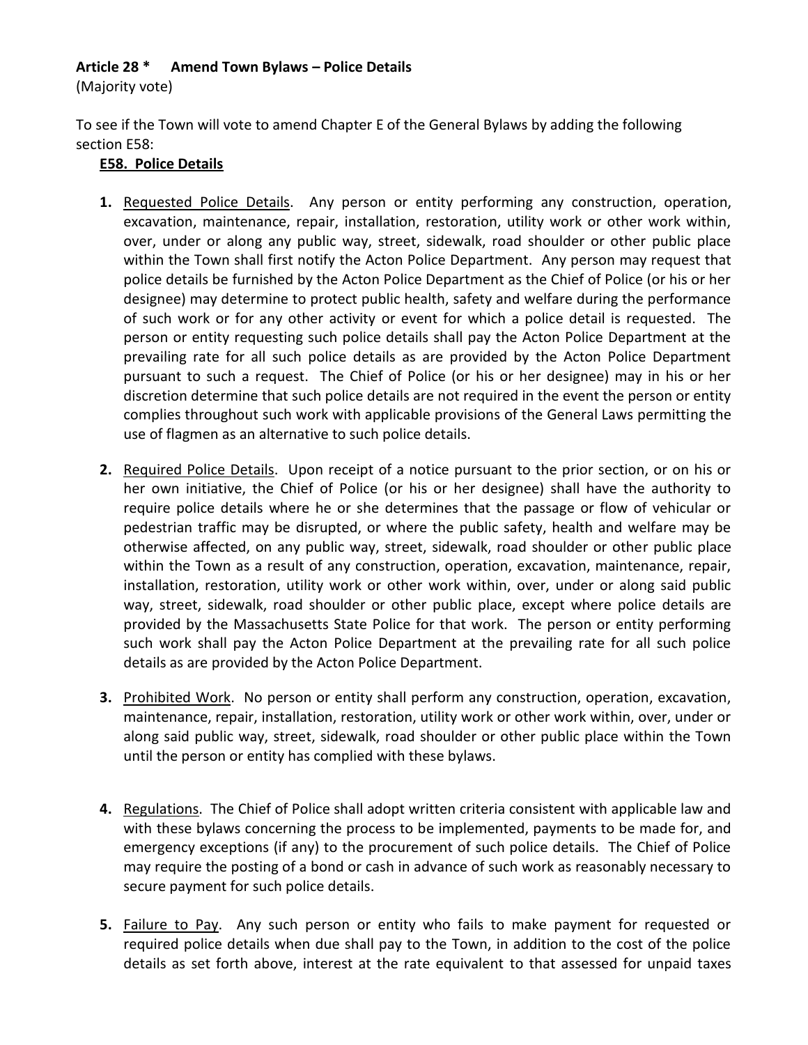**Article 28 * Amend Town Bylaws – Police Details**
(Majority vote)

To see if the Town will vote to amend Chapter E of the General Bylaws by adding the following section E58:

**E58. Police Details**

1. Requested Police Details. Any person or entity performing any construction, operation, excavation, maintenance, repair, installation, restoration, utility work or other work within, over, under or along any public way, street, sidewalk, road shoulder or other public place within the Town shall first notify the Acton Police Department. Any person may request that police details be furnished by the Acton Police Department as the Chief of Police (or his or her designee) may determine to protect public health, safety and welfare during the performance of such work or for any other activity or event for which a police detail is requested. The person or entity requesting such police details shall pay the Acton Police Department at the prevailing rate for all such police details as are provided by the Acton Police Department pursuant to such a request. The Chief of Police (or his or her designee) may in his or her discretion determine that such police details are not required in the event the person or entity complies throughout such work with applicable provisions of the General Laws permitting the use of flagmen as an alternative to such police details.

2. Required Police Details. Upon receipt of a notice pursuant to the prior section, or on his or her own initiative, the Chief of Police (or his or her designee) shall have the authority to require police details where he or she determines that the passage or flow of vehicular or pedestrian traffic may be disrupted, or where the public safety, health and welfare may be otherwise affected, on any public way, street, sidewalk, road shoulder or other public place within the Town as a result of any construction, operation, excavation, maintenance, repair, installation, restoration, utility work or other work within, over, under or along said public way, street, sidewalk, road shoulder or other public place, except where police details are provided by the Massachusetts State Police for that work. The person or entity performing such work shall pay the Acton Police Department at the prevailing rate for all such police details as are provided by the Acton Police Department.

3. Prohibited Work. No person or entity shall perform any construction, operation, excavation, maintenance, repair, installation, restoration, utility work or other work within, over, under or along said public way, street, sidewalk, road shoulder or other public place within the Town until the person or entity has complied with these bylaws.

4. Regulations. The Chief of Police shall adopt written criteria consistent with applicable law and with these bylaws concerning the process to be implemented, payments to be made for, and emergency exceptions (if any) to the procurement of such police details. The Chief of Police may require the posting of a bond or cash in advance of such work as reasonably necessary to secure payment for such police details.

5. Failure to Pay. Any such person or entity who fails to make payment for requested or required police details when due shall pay to the Town, in addition to the cost of the police details as set forth above, interest at the rate equivalent to that assessed for unpaid taxes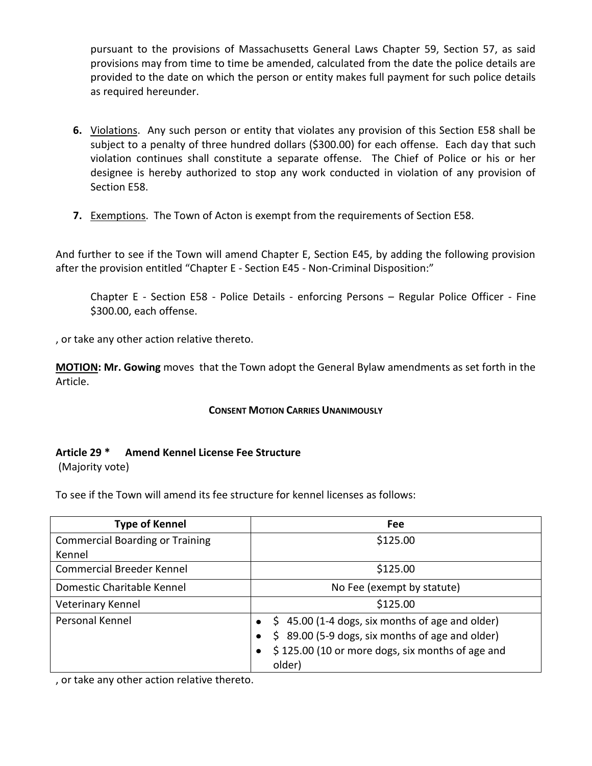pursuant to the provisions of Massachusetts General Laws Chapter 59, Section 57, as said provisions may from time to time be amended, calculated from the date the police details are provided to the date on which the person or entity makes full payment for such police details as required hereunder.

6. Violations. Any such person or entity that violates any provision of this Section E58 shall be subject to a penalty of three hundred dollars ($300.00) for each offense. Each day that such violation continues shall constitute a separate offense. The Chief of Police or his or her designee is hereby authorized to stop any work conducted in violation of any provision of Section E58.

7. Exemptions. The Town of Acton is exempt from the requirements of Section E58.

And further to see if the Town will amend Chapter E, Section E45, by adding the following provision after the provision entitled "Chapter E - Section E45 - Non-Criminal Disposition:"

> Chapter E - Section E58 - Police Details - enforcing Persons – Regular Police Officer - Fine $300.00, each offense.

, or take any other action relative thereto.

**MOTION: Mr. Gowing** moves that the Town adopt the General Bylaw amendments as set forth in the Article.

**CONSENT MOTION CARRIES UNANIMOUSLY**

### Article 29 * Amend Kennel License Fee Structure

(Majority vote)

To see if the Town will amend its fee structure for kennel licenses as follows:

| Type of Kennel | Fee |
|---|---|
| Commercial Boarding or Training Kennel | $125.00 |
| Commercial Breeder Kennel | $125.00 |
| Domestic Charitable Kennel | No Fee (exempt by statute) |
| Veterinary Kennel | $125.00 |
| Personal Kennel | • $ 45.00 (1-4 dogs, six months of age and older)<br>• $ 89.00 (5-9 dogs, six months of age and older)<br>• $ 125.00 (10 or more dogs, six months of age and older) |

, or take any other action relative thereto.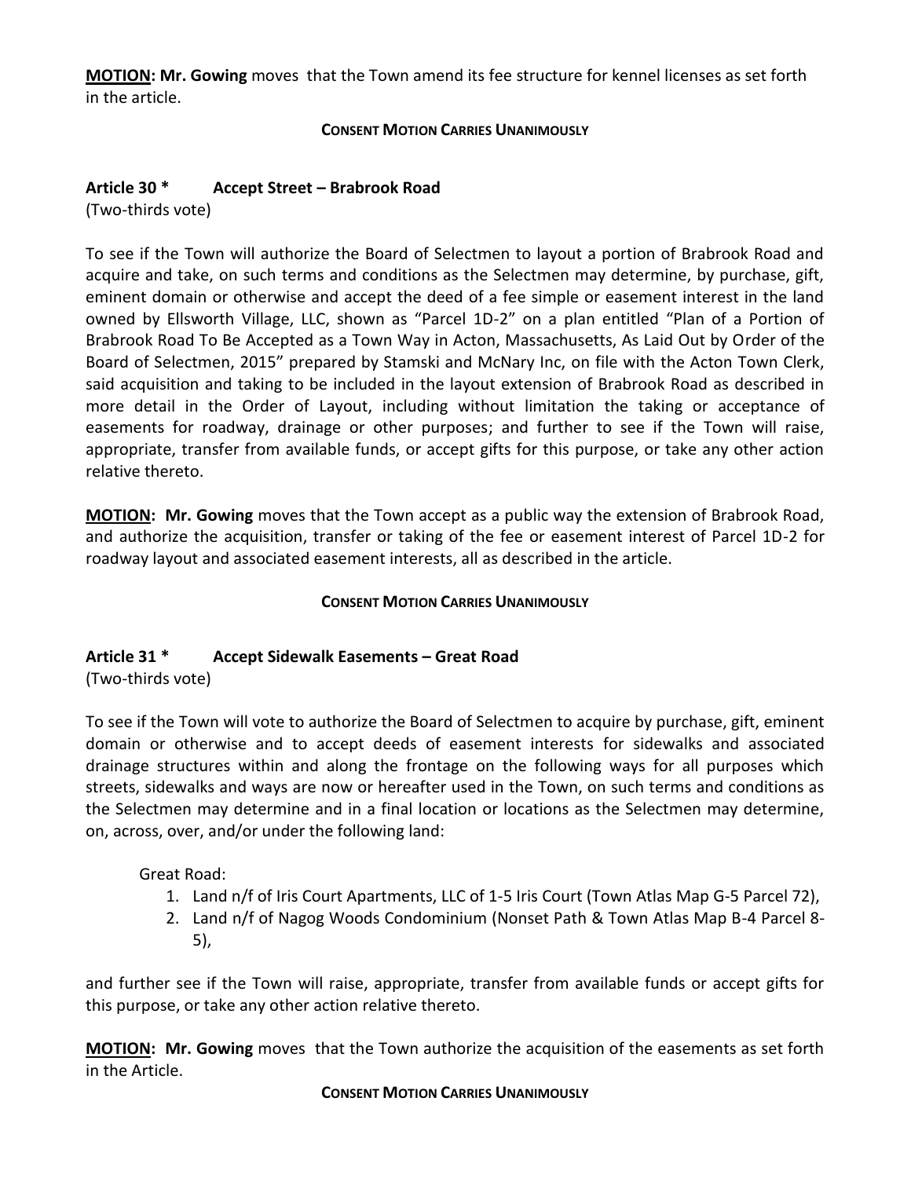**MOTION**: **Mr. Gowing** moves that the Town amend its fee structure for kennel licenses as set forth in the article.

**CONSENT MOTION CARRIES UNANIMOUSLY**

### Article 30 * Accept Street – Brabrook Road

(Two-thirds vote)

To see if the Town will authorize the Board of Selectmen to layout a portion of Brabrook Road and acquire and take, on such terms and conditions as the Selectmen may determine, by purchase, gift, eminent domain or otherwise and accept the deed of a fee simple or easement interest in the land owned by Ellsworth Village, LLC, shown as "Parcel 1D-2" on a plan entitled "Plan of a Portion of Brabrook Road To Be Accepted as a Town Way in Acton, Massachusetts, As Laid Out by Order of the Board of Selectmen, 2015" prepared by Stamski and McNary Inc, on file with the Acton Town Clerk, said acquisition and taking to be included in the layout extension of Brabrook Road as described in more detail in the Order of Layout, including without limitation the taking or acceptance of easements for roadway, drainage or other purposes; and further to see if the Town will raise, appropriate, transfer from available funds, or accept gifts for this purpose, or take any other action relative thereto.

**MOTION**: **Mr. Gowing** moves that the Town accept as a public way the extension of Brabrook Road, and authorize the acquisition, transfer or taking of the fee or easement interest of Parcel 1D-2 for roadway layout and associated easement interests, all as described in the article.

**CONSENT MOTION CARRIES UNANIMOUSLY**

### Article 31 * Accept Sidewalk Easements – Great Road

(Two-thirds vote)

To see if the Town will vote to authorize the Board of Selectmen to acquire by purchase, gift, eminent domain or otherwise and to accept deeds of easement interests for sidewalks and associated drainage structures within and along the frontage on the following ways for all purposes which streets, sidewalks and ways are now or hereafter used in the Town, on such terms and conditions as the Selectmen may determine and in a final location or locations as the Selectmen may determine, on, across, over, and/or under the following land:

Great Road:

1. Land n/f of Iris Court Apartments, LLC of 1-5 Iris Court (Town Atlas Map G-5 Parcel 72),
2. Land n/f of Nagog Woods Condominium (Nonset Path & Town Atlas Map B-4 Parcel 8-5),

and further see if the Town will raise, appropriate, transfer from available funds or accept gifts for this purpose, or take any other action relative thereto.

**MOTION**: **Mr. Gowing** moves that the Town authorize the acquisition of the easements as set forth in the Article.

**CONSENT MOTION CARRIES UNANIMOUSLY**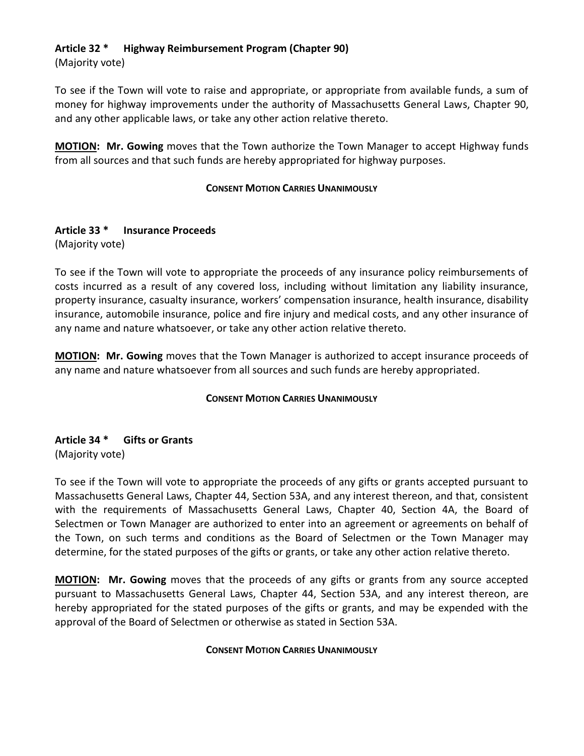### Article 32 * Highway Reimbursement Program (Chapter 90)

(Majority vote)

To see if the Town will vote to raise and appropriate, or appropriate from available funds, a sum of money for highway improvements under the authority of Massachusetts General Laws, Chapter 90, and any other applicable laws, or take any other action relative thereto.

**MOTION: Mr. Gowing** moves that the Town authorize the Town Manager to accept Highway funds from all sources and that such funds are hereby appropriated for highway purposes.

**CONSENT MOTION CARRIES UNANIMOUSLY**

### Article 33 * Insurance Proceeds

(Majority vote)

To see if the Town will vote to appropriate the proceeds of any insurance policy reimbursements of costs incurred as a result of any covered loss, including without limitation any liability insurance, property insurance, casualty insurance, workers' compensation insurance, health insurance, disability insurance, automobile insurance, police and fire injury and medical costs, and any other insurance of any name and nature whatsoever, or take any other action relative thereto.

**MOTION: Mr. Gowing** moves that the Town Manager is authorized to accept insurance proceeds of any name and nature whatsoever from all sources and such funds are hereby appropriated.

**CONSENT MOTION CARRIES UNANIMOUSLY**

### Article 34 * Gifts or Grants

(Majority vote)

To see if the Town will vote to appropriate the proceeds of any gifts or grants accepted pursuant to Massachusetts General Laws, Chapter 44, Section 53A, and any interest thereon, and that, consistent with the requirements of Massachusetts General Laws, Chapter 40, Section 4A, the Board of Selectmen or Town Manager are authorized to enter into an agreement or agreements on behalf of the Town, on such terms and conditions as the Board of Selectmen or the Town Manager may determine, for the stated purposes of the gifts or grants, or take any other action relative thereto.

**MOTION: Mr. Gowing** moves that the proceeds of any gifts or grants from any source accepted pursuant to Massachusetts General Laws, Chapter 44, Section 53A, and any interest thereon, are hereby appropriated for the stated purposes of the gifts or grants, and may be expended with the approval of the Board of Selectmen or otherwise as stated in Section 53A.

**CONSENT MOTION CARRIES UNANIMOUSLY**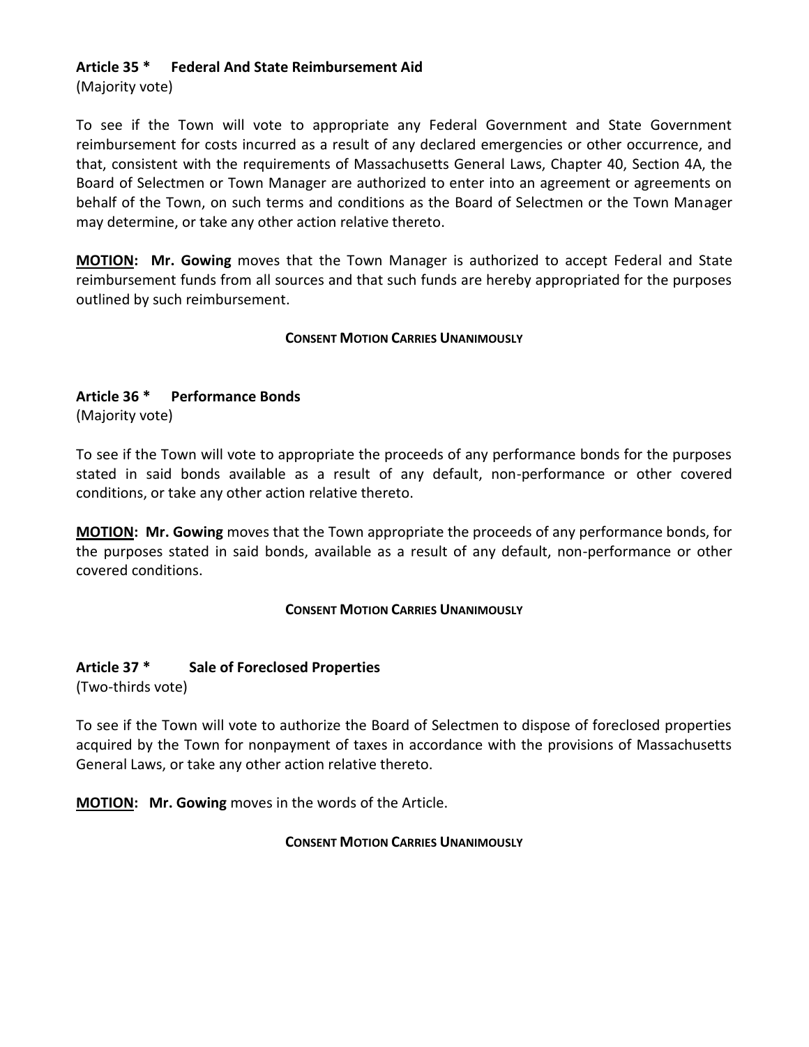### Article 35 * Federal And State Reimbursement Aid

(Majority vote)

To see if the Town will vote to appropriate any Federal Government and State Government reimbursement for costs incurred as a result of any declared emergencies or other occurrence, and that, consistent with the requirements of Massachusetts General Laws, Chapter 40, Section 4A, the Board of Selectmen or Town Manager are authorized to enter into an agreement or agreements on behalf of the Town, on such terms and conditions as the Board of Selectmen or the Town Manager may determine, or take any other action relative thereto.

**MOTION: Mr. Gowing** moves that the Town Manager is authorized to accept Federal and State reimbursement funds from all sources and that such funds are hereby appropriated for the purposes outlined by such reimbursement.

**CONSENT MOTION CARRIES UNANIMOUSLY**

### Article 36 * Performance Bonds

(Majority vote)

To see if the Town will vote to appropriate the proceeds of any performance bonds for the purposes stated in said bonds available as a result of any default, non-performance or other covered conditions, or take any other action relative thereto.

**MOTION: Mr. Gowing** moves that the Town appropriate the proceeds of any performance bonds, for the purposes stated in said bonds, available as a result of any default, non-performance or other covered conditions.

**CONSENT MOTION CARRIES UNANIMOUSLY**

### Article 37 * Sale of Foreclosed Properties

(Two-thirds vote)

To see if the Town will vote to authorize the Board of Selectmen to dispose of foreclosed properties acquired by the Town for nonpayment of taxes in accordance with the provisions of Massachusetts General Laws, or take any other action relative thereto.

**MOTION: Mr. Gowing** moves in the words of the Article.

**CONSENT MOTION CARRIES UNANIMOUSLY**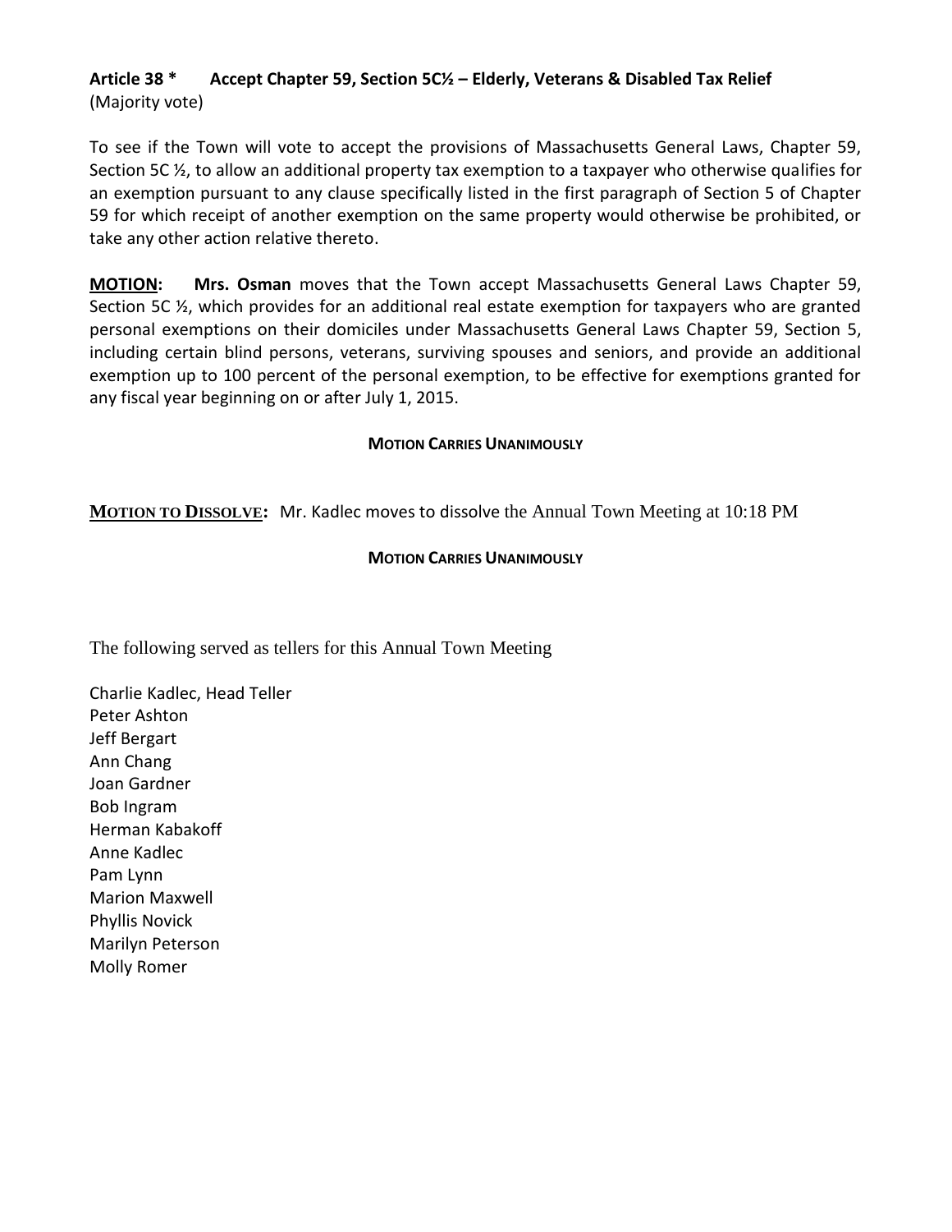**Article 38 \*    Accept Chapter 59, Section 5C½ – Elderly, Veterans & Disabled Tax Relief**
(Majority vote)

To see if the Town will vote to accept the provisions of Massachusetts General Laws, Chapter 59, Section 5C ½, to allow an additional property tax exemption to a taxpayer who otherwise qualifies for an exemption pursuant to any clause specifically listed in the first paragraph of Section 5 of Chapter 59 for which receipt of another exemption on the same property would otherwise be prohibited, or take any other action relative thereto.

**MOTION:** **Mrs. Osman** moves that the Town accept Massachusetts General Laws Chapter 59, Section 5C ½, which provides for an additional real estate exemption for taxpayers who are granted personal exemptions on their domiciles under Massachusetts General Laws Chapter 59, Section 5, including certain blind persons, veterans, surviving spouses and seniors, and provide an additional exemption up to 100 percent of the personal exemption, to be effective for exemptions granted for any fiscal year beginning on or after July 1, 2015.

**MOTION CARRIES UNANIMOUSLY**

**MOTION TO DISSOLVE:** Mr. Kadlec moves to dissolve the Annual Town Meeting at 10:18 PM

**MOTION CARRIES UNANIMOUSLY**

The following served as tellers for this Annual Town Meeting

Charlie Kadlec, Head Teller
Peter Ashton
Jeff Bergart
Ann Chang
Joan Gardner
Bob Ingram
Herman Kabakoff
Anne Kadlec
Pam Lynn
Marion Maxwell
Phyllis Novick
Marilyn Peterson
Molly Romer